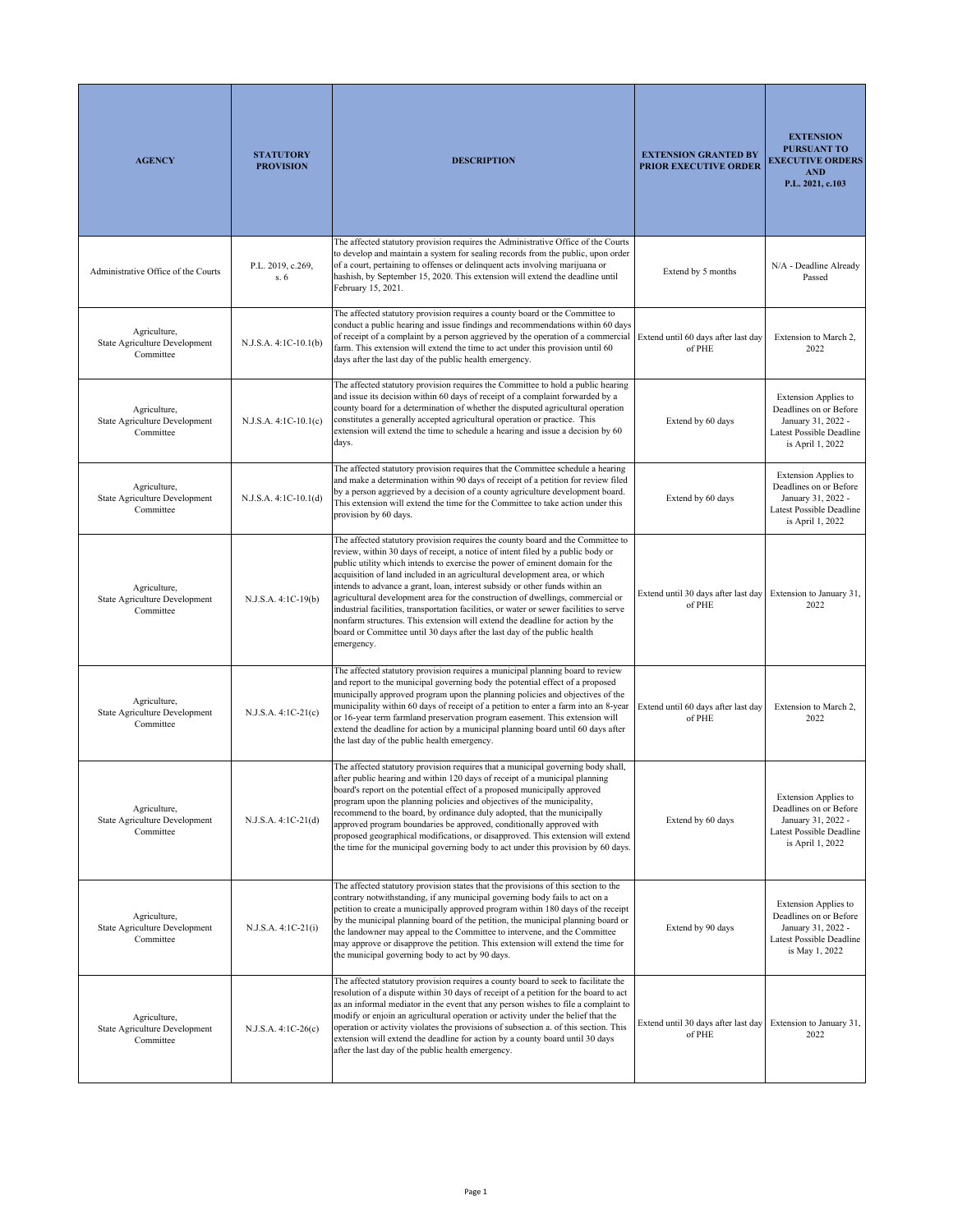| AGENCY | STATUTORY PROVISION | DESCRIPTION | EXTENSION GRANTED BY PRIOR EXECUTIVE ORDER | EXTENSION PURSUANT TO EXECUTIVE ORDERS AND P.L. 2021, c.103 |
|---|---|---|---|---|
| Administrative Office of the Courts | P.L. 2019, c.269, s. 6 | The affected statutory provision requires the Administrative Office of the Courts to develop and maintain a system for sealing records from the public, upon order of a court, pertaining to offenses or delinquent acts involving marijuana or hashish, by September 15, 2020. This extension will extend the deadline until February 15, 2021. | Extend by 5 months | N/A - Deadline Already Passed |
| Agriculture, State Agriculture Development Committee | N.J.S.A. 4:1C-10.1(b) | The affected statutory provision requires a county board or the Committee to conduct a public hearing and issue findings and recommendations within 60 days of receipt of a complaint by a person aggrieved by the operation of a commercial farm. This extension will extend the time to act under this provision until 60 days after the last day of the public health emergency. | Extend until 60 days after last day of PHE | Extension to March 2, 2022 |
| Agriculture, State Agriculture Development Committee | N.J.S.A. 4:1C-10.1(c) | The affected statutory provision requires the Committee to hold a public hearing and issue its decision within 60 days of receipt of a complaint forwarded by a county board for a determination of whether the disputed agricultural operation constitutes a generally accepted agricultural operation or practice. This extension will extend the time to schedule a hearing and issue a decision by 60 days. | Extend by 60 days | Extension Applies to Deadlines on or Before January 31, 2022 - Latest Possible Deadline is April 1, 2022 |
| Agriculture, State Agriculture Development Committee | N.J.S.A. 4:1C-10.1(d) | The affected statutory provision requires that the Committee schedule a hearing and make a determination within 90 days of receipt of a petition for review filed by a person aggrieved by a decision of a county agriculture development board. This extension will extend the time for the Committee to take action under this provision by 60 days. | Extend by 60 days | Extension Applies to Deadlines on or Before January 31, 2022 - Latest Possible Deadline is April 1, 2022 |
| Agriculture, State Agriculture Development Committee | N.J.S.A. 4:1C-19(b) | The affected statutory provision requires the county board and the Committee to review, within 30 days of receipt, a notice of intent filed by a public body or public utility which intends to exercise the power of eminent domain for the acquisition of land included in an agricultural development area, or which intends to advance a grant, loan, interest subsidy or other funds within an agricultural development area for the construction of dwellings, commercial or industrial facilities, transportation facilities, or water or sewer facilities to serve nonfarm structures. This extension will extend the deadline for action by the board or Committee until 30 days after the last day of the public health emergency. | Extend until 30 days after last day of PHE | Extension to January 31, 2022 |
| Agriculture, State Agriculture Development Committee | N.J.S.A. 4:1C-21(c) | The affected statutory provision requires a municipal planning board to review and report to the municipal governing body the potential effect of a proposed municipally approved program upon the planning policies and objectives of the municipality within 60 days of receipt of a petition to enter a farm into an 8-year or 16-year term farmland preservation program easement. This extension will extend the deadline for action by a municipal planning board until 60 days after the last day of the public health emergency. | Extend until 60 days after last day of PHE | Extension to March 2, 2022 |
| Agriculture, State Agriculture Development Committee | N.J.S.A. 4:1C-21(d) | The affected statutory provision requires that a municipal governing body shall, after public hearing and within 120 days of receipt of a municipal planning board's report on the potential effect of a proposed municipally approved program upon the planning policies and objectives of the municipality, recommend to the board, by ordinance duly adopted, that the municipally approved program boundaries be approved, conditionally approved with proposed geographical modifications, or disapproved. This extension will extend the time for the municipal governing body to act under this provision by 60 days. | Extend by 60 days | Extension Applies to Deadlines on or Before January 31, 2022 - Latest Possible Deadline is April 1, 2022 |
| Agriculture, State Agriculture Development Committee | N.J.S.A. 4:1C-21(i) | The affected statutory provision states that the provisions of this section to the contrary notwithstanding, if any municipal governing body fails to act on a petition to create a municipally approved program within 180 days of the receipt by the municipal planning board of the petition, the municipal planning board or the landowner may appeal to the Committee to intervene, and the Committee may approve or disapprove the petition. This extension will extend the time for the municipal governing body to act by 90 days. | Extend by 90 days | Extension Applies to Deadlines on or Before January 31, 2022 - Latest Possible Deadline is May 1, 2022 |
| Agriculture, State Agriculture Development Committee | N.J.S.A. 4:1C-26(c) | The affected statutory provision requires a county board to seek to facilitate the resolution of a dispute within 30 days of receipt of a petition for the board to act as an informal mediator in the event that any person wishes to file a complaint to modify or enjoin an agricultural operation or activity under the belief that the operation or activity violates the provisions of subsection a. of this section. This extension will extend the deadline for action by a county board until 30 days after the last day of the public health emergency. | Extend until 30 days after last day of PHE | Extension to January 31, 2022 |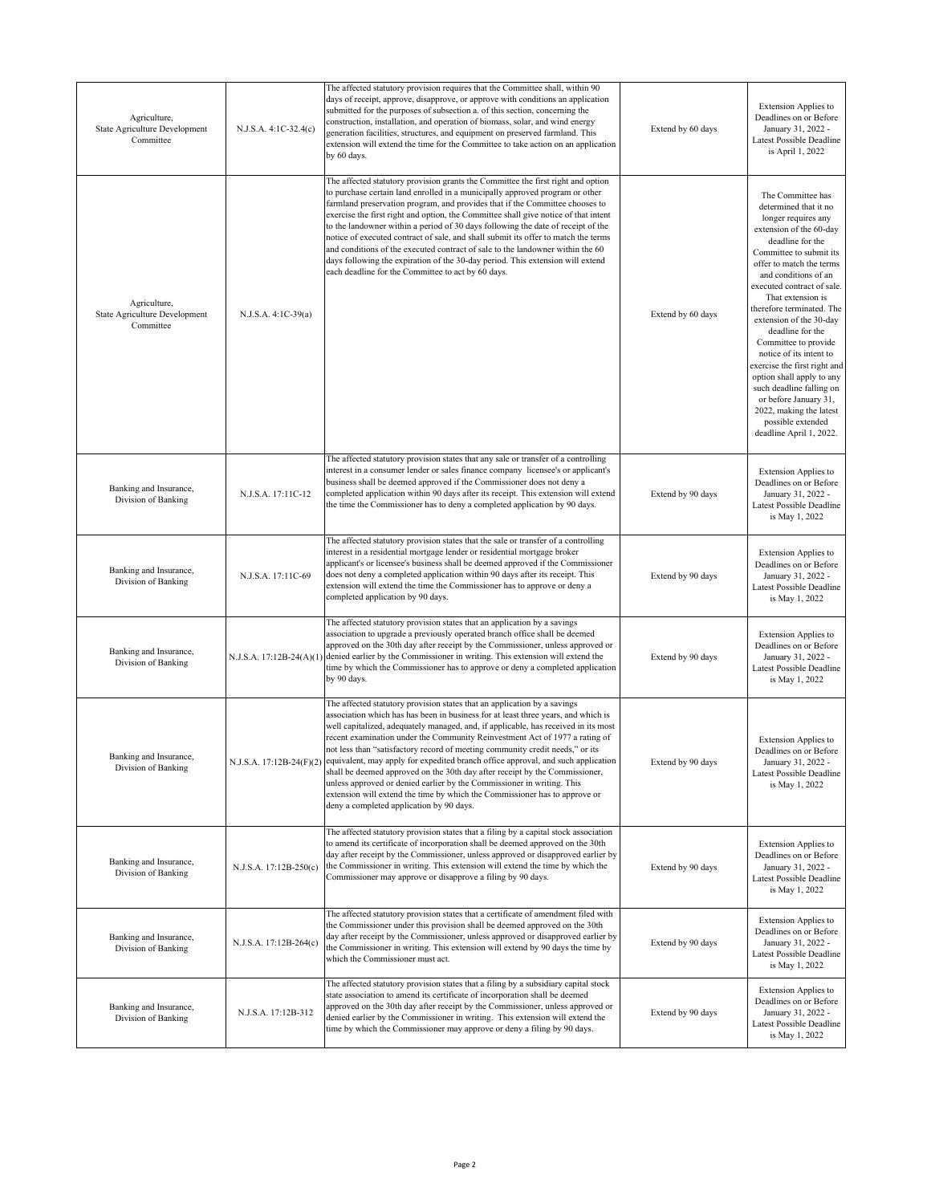| | | | | |
|---|---|---|---|---|
| Agriculture, State Agriculture Development Committee | N.J.S.A. 4:1C-32.4(c) | The affected statutory provision requires that the Committee shall, within 90 days of receipt, approve, disapprove, or approve with conditions an application submitted for the purposes of subsection a. of this section, concerning the construction, installation, and operation of biomass, solar, and wind energy generation facilities, structures, and equipment on preserved farmland. This extension will extend the time for the Committee to take action on an application by 60 days. | Extend by 60 days | Extension Applies to Deadlines on or Before January 31, 2022 - Latest Possible Deadline is April 1, 2022 |
| Agriculture, State Agriculture Development Committee | N.J.S.A. 4:1C-39(a) | The affected statutory provision grants the Committee the first right and option to purchase certain land enrolled in a municipally approved program or other farmland preservation program, and provides that if the Committee chooses to exercise the first right and option, the Committee shall give notice of that intent to the landowner within a period of 30 days following the date of receipt of the notice of executed contract of sale, and shall submit its offer to match the terms and conditions of the executed contract of sale to the landowner within the 60 days following the expiration of the 30-day period. This extension will extend each deadline for the Committee to act by 60 days. | Extend by 60 days | The Committee has determined that it no longer requires any extension of the 60-day deadline for the Committee to submit its offer to match the terms and conditions of an executed contract of sale. That extension is therefore terminated. The extension of the 30-day deadline for the Committee to provide notice of its intent to exercise the first right and option shall apply to any such deadline falling on or before January 31, 2022, making the latest possible extended deadline April 1, 2022. |
| Banking and Insurance, Division of Banking | N.J.S.A. 17:11C-12 | The affected statutory provision states that any sale or transfer of a controlling interest in a consumer lender or sales finance company licensee's or applicant's business shall be deemed approved if the Commissioner does not deny a completed application within 90 days after its receipt. This extension will extend the time the Commissioner has to deny a completed application by 90 days. | Extend by 90 days | Extension Applies to Deadlines on or Before January 31, 2022 - Latest Possible Deadline is May 1, 2022 |
| Banking and Insurance, Division of Banking | N.J.S.A. 17:11C-69 | The affected statutory provision states that the sale or transfer of a controlling interest in a residential mortgage lender or residential mortgage broker applicant's or licensee's business shall be deemed approved if the Commissioner does not deny a completed application within 90 days after its receipt. This extension will extend the time the Commissioner has to approve or deny a completed application by 90 days. | Extend by 90 days | Extension Applies to Deadlines on or Before January 31, 2022 - Latest Possible Deadline is May 1, 2022 |
| Banking and Insurance, Division of Banking | N.J.S.A. 17:12B-24(A)(1) | The affected statutory provision states that an application by a savings association to upgrade a previously operated branch office shall be deemed approved on the 30th day after receipt by the Commissioner, unless approved or denied earlier by the Commissioner in writing. This extension will extend the time by which the Commissioner has to approve or deny a completed application by 90 days. | Extend by 90 days | Extension Applies to Deadlines on or Before January 31, 2022 - Latest Possible Deadline is May 1, 2022 |
| Banking and Insurance, Division of Banking | N.J.S.A. 17:12B-24(F)(2) | The affected statutory provision states that an application by a savings association which has has been in business for at least three years, and which is well capitalized, adequately managed, and, if applicable, has received in its most recent examination under the Community Reinvestment Act of 1977 a rating of not less than "satisfactory record of meeting community credit needs," or its equivalent, may apply for expedited branch office approval, and such application shall be deemed approved on the 30th day after receipt by the Commissioner, unless approved or denied earlier by the Commissioner in writing. This extension will extend the time by which the Commissioner has to approve or deny a completed application by 90 days. | Extend by 90 days | Extension Applies to Deadlines on or Before January 31, 2022 - Latest Possible Deadline is May 1, 2022 |
| Banking and Insurance, Division of Banking | N.J.S.A. 17:12B-250(c) | The affected statutory provision states that a filing by a capital stock association to amend its certificate of incorporation shall be deemed approved on the 30th day after receipt by the Commissioner, unless approved or disapproved earlier by the Commissioner in writing. This extension will extend the time by which the Commissioner may approve or disapprove a filing by 90 days. | Extend by 90 days | Extension Applies to Deadlines on or Before January 31, 2022 - Latest Possible Deadline is May 1, 2022 |
| Banking and Insurance, Division of Banking | N.J.S.A. 17:12B-264(c) | The affected statutory provision states that a certificate of amendment filed with the Commissioner under this provision shall be deemed approved on the 30th day after receipt by the Commissioner, unless approved or disapproved earlier by the Commissioner in writing. This extension will extend by 90 days the time by which the Commissioner must act. | Extend by 90 days | Extension Applies to Deadlines on or Before January 31, 2022 - Latest Possible Deadline is May 1, 2022 |
| Banking and Insurance, Division of Banking | N.J.S.A. 17:12B-312 | The affected statutory provision states that a filing by a subsidiary capital stock state association to amend its certificate of incorporation shall be deemed approved on the 30th day after receipt by the Commissioner, unless approved or denied earlier by the Commissioner in writing. This extension will extend the time by which the Commissioner may approve or deny a filing by 90 days. | Extend by 90 days | Extension Applies to Deadlines on or Before January 31, 2022 - Latest Possible Deadline is May 1, 2022 |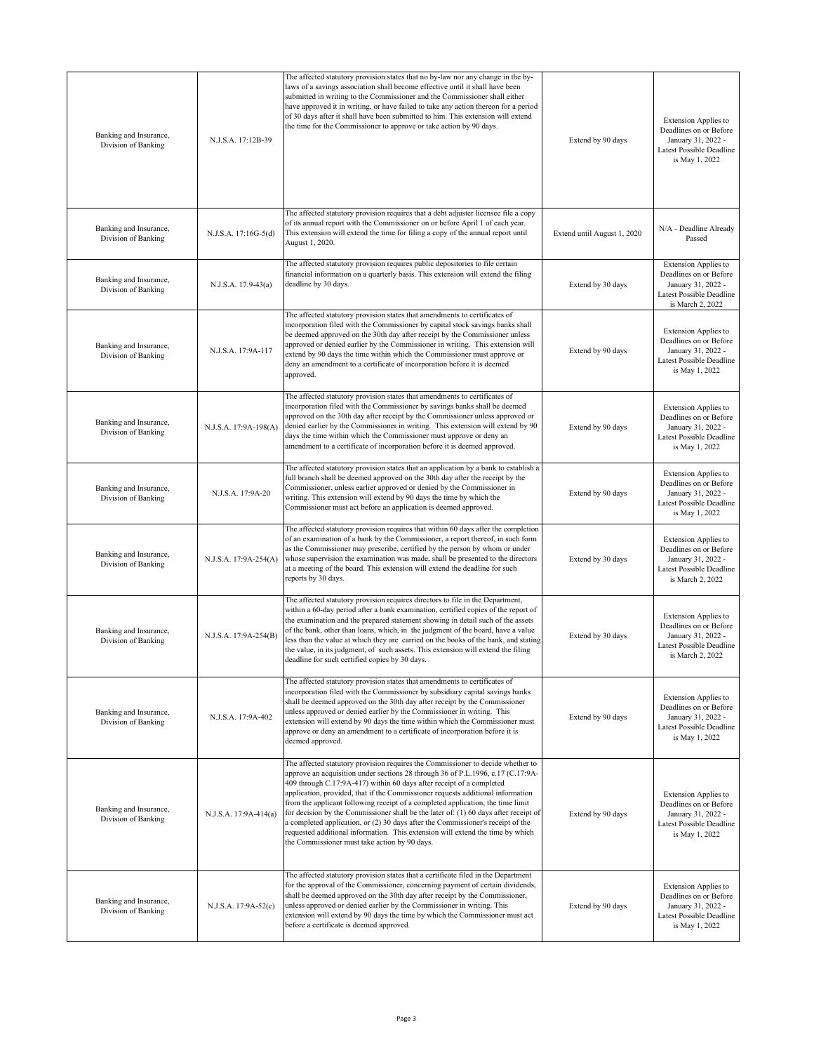| | | | | |
|---|---|---|---|---|
| Banking and Insurance, Division of Banking | N.J.S.A. 17:12B-39 | The affected statutory provision states that no by-law nor any change in the by-laws of a savings association shall become effective until it shall have been submitted in writing to the Commissioner and the Commissioner shall either have approved it in writing, or have failed to take any action thereon for a period of 30 days after it shall have been submitted to him. This extension will extend the time for the Commissioner to approve or take action by 90 days. | Extend by 90 days | Extension Applies to Deadlines on or Before January 31, 2022 - Latest Possible Deadline is May 1, 2022 |
| Banking and Insurance, Division of Banking | N.J.S.A. 17:16G-5(d) | The affected statutory provision requires that a debt adjuster licensee file a copy of its annual report with the Commissioner on or before April 1 of each year. This extension will extend the time for filing a copy of the annual report until August 1, 2020. | Extend until August 1, 2020 | N/A - Deadline Already Passed |
| Banking and Insurance, Division of Banking | N.J.S.A. 17:9-43(a) | The affected statutory provision requires public depositories to file certain financial information on a quarterly basis. This extension will extend the filing deadline by 30 days. | Extend by 30 days | Extension Applies to Deadlines on or Before January 31, 2022 - Latest Possible Deadline is March 2, 2022 |
| Banking and Insurance, Division of Banking | N.J.S.A. 17:9A-117 | The affected statutory provision states that amendments to certificates of incorporation filed with the Commissioner by capital stock savings banks shall be deemed approved on the 30th day after receipt by the Commissioner unless approved or denied earlier by the Commissioner in writing. This extension will extend by 90 days the time within which the Commissioner must approve or deny an amendment to a certificate of incorporation before it is deemed approved. | Extend by 90 days | Extension Applies to Deadlines on or Before January 31, 2022 - Latest Possible Deadline is May 1, 2022 |
| Banking and Insurance, Division of Banking | N.J.S.A. 17:9A-198(A) | The affected statutory provision states that amendments to certificates of incorporation filed with the Commissioner by savings banks shall be deemed approved on the 30th day after receipt by the Commissioner unless approved or denied earlier by the Commissioner in writing. This extension will extend by 90 days the time within which the Commissioner must approve or deny an amendment to a certificate of incorporation before it is deemed approved. | Extend by 90 days | Extension Applies to Deadlines on or Before January 31, 2022 - Latest Possible Deadline is May 1, 2022 |
| Banking and Insurance, Division of Banking | N.J.S.A. 17:9A-20 | The affected statutory provision states that an application by a bank to establish a full branch shall be deemed approved on the 30th day after the receipt by the Commissioner, unless earlier approved or denied by the Commissioner in writing. This extension will extend by 90 days the time by which the Commissioner must act before an application is deemed approved. | Extend by 90 days | Extension Applies to Deadlines on or Before January 31, 2022 - Latest Possible Deadline is May 1, 2022 |
| Banking and Insurance, Division of Banking | N.J.S.A. 17:9A-254(A) | The affected statutory provision requires that within 60 days after the completion of an examination of a bank by the Commissioner, a report thereof, in such form as the Commissioner may prescribe, certified by the person by whom or under whose supervision the examination was made, shall be presented to the directors at a meeting of the board. This extension will extend the deadline for such reports by 30 days. | Extend by 30 days | Extension Applies to Deadlines on or Before January 31, 2022 - Latest Possible Deadline is March 2, 2022 |
| Banking and Insurance, Division of Banking | N.J.S.A. 17:9A-254(B) | The affected statutory provision requires directors to file in the Department, within a 60-day period after a bank examination, certified copies of the report of the examination and the prepared statement showing in detail such of the assets of the bank, other than loans, which, in the judgment of the board, have a value less than the value at which they are carried on the books of the bank, and stating the value, in its judgment, of such assets. This extension will extend the filing deadline for such certified copies by 30 days. | Extend by 30 days | Extension Applies to Deadlines on or Before January 31, 2022 - Latest Possible Deadline is March 2, 2022 |
| Banking and Insurance, Division of Banking | N.J.S.A. 17:9A-402 | The affected statutory provision states that amendments to certificates of incorporation filed with the Commissioner by subsidiary capital savings banks shall be deemed approved on the 30th day after receipt by the Commissioner unless approved or denied earlier by the Commissioner in writing. This extension will extend by 90 days the time within which the Commissioner must approve or deny an amendment to a certificate of incorporation before it is deemed approved. | Extend by 90 days | Extension Applies to Deadlines on or Before January 31, 2022 - Latest Possible Deadline is May 1, 2022 |
| Banking and Insurance, Division of Banking | N.J.S.A. 17:9A-414(a) | The affected statutory provision requires the Commissioner to decide whether to approve an acquisition under sections 28 through 36 of P.L.1996, c.17 (C.17:9A-409 through C.17:9A-417) within 60 days after receipt of a completed application, provided, that if the Commissioner requests additional information from the applicant following receipt of a completed application, the time limit for decision by the Commissioner shall be the later of: (1) 60 days after receipt of a completed application, or (2) 30 days after the Commissioner's receipt of the requested additional information. This extension will extend the time by which the Commissioner must take action by 90 days. | Extend by 90 days | Extension Applies to Deadlines on or Before January 31, 2022 - Latest Possible Deadline is May 1, 2022 |
| Banking and Insurance, Division of Banking | N.J.S.A. 17:9A-52(c) | The affected statutory provision states that a certificate filed in the Department for the approval of the Commissioner, concerning payment of certain dividends, shall be deemed approved on the 30th day after receipt by the Commissioner, unless approved or denied earlier by the Commissioner in writing. This extension will extend by 90 days the time by which the Commissioner must act before a certificate is deemed approved. | Extend by 90 days | Extension Applies to Deadlines on or Before January 31, 2022 - Latest Possible Deadline is May 1, 2022 |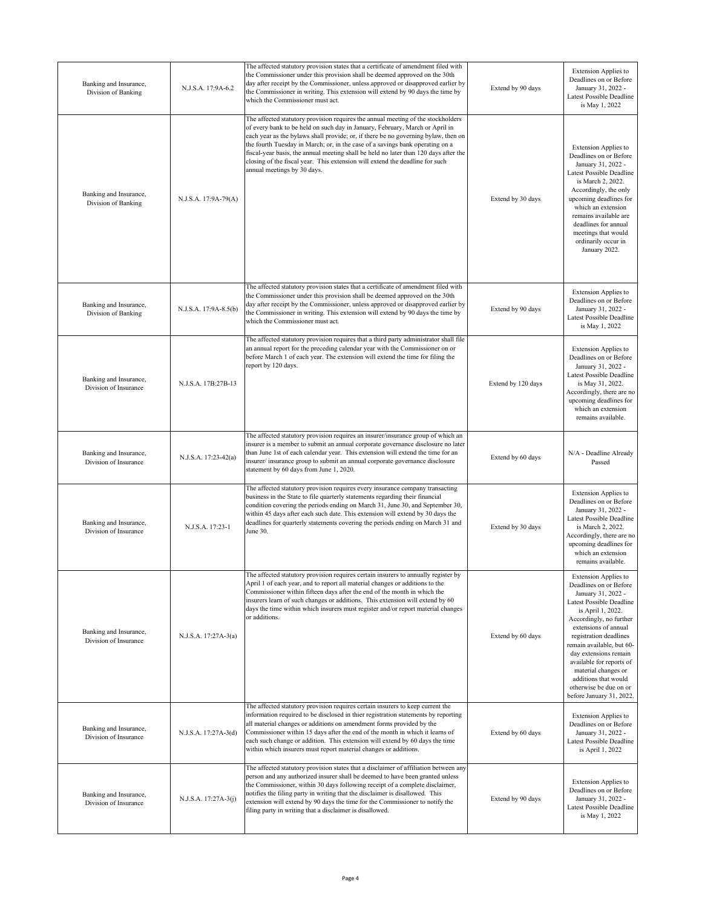| | | | | |
|---|---|---|---|---|
| Banking and Insurance, Division of Banking | N.J.S.A. 17:9A-6.2 | The affected statutory provision states that a certificate of amendment filed with the Commissioner under this provision shall be deemed approved on the 30th day after receipt by the Commissioner, unless approved or disapproved earlier by the Commissioner in writing. This extension will extend by 90 days the time by which the Commissioner must act. | Extend by 90 days | Extension Applies to Deadlines on or Before January 31, 2022 - Latest Possible Deadline is May 1, 2022 |
| Banking and Insurance, Division of Banking | N.J.S.A. 17:9A-79(A) | The affected statutory provision requires the annual meeting of the stockholders of every bank to be held on such day in January, February, March or April in each year as the bylaws shall provide; or, if there be no governing bylaw, then on the fourth Tuesday in March; or, in the case of a savings bank operating on a fiscal-year basis, the annual meeting shall be held no later than 120 days after the closing of the fiscal year. This extension will extend the deadline for such annual meetings by 30 days. | Extend by 30 days | Extension Applies to Deadlines on or Before January 31, 2022 - Latest Possible Deadline is March 2, 2022. Accordingly, the only upcoming deadlines for which an extension remains available are deadlines for annual meetings that would ordinarily occur in January 2022. |
| Banking and Insurance, Division of Banking | N.J.S.A. 17:9A-8.5(b) | The affected statutory provision states that a certificate of amendment filed with the Commissioner under this provision shall be deemed approved on the 30th day after receipt by the Commissioner, unless approved or disapproved earlier by the Commissioner in writing. This extension will extend by 90 days the time by which the Commissioner must act. | Extend by 90 days | Extension Applies to Deadlines on or Before January 31, 2022 - Latest Possible Deadline is May 1, 2022 |
| Banking and Insurance, Division of Insurance | N.J.S.A. 17B:27B-13 | The affected statutory provision requires that a third party administrator shall file an annual report for the preceding calendar year with the Commissioner on or before March 1 of each year. The extension will extend the time for filing the report by 120 days. | Extend by 120 days | Extension Applies to Deadlines on or Before January 31, 2022 - Latest Possible Deadline is May 31, 2022. Accordingly, there are no upcoming deadlines for which an extension remains available. |
| Banking and Insurance, Division of Insurance | N.J.S.A. 17:23-42(a) | The affected statutory provision requires an insurer/insurance group of which an insurer is a member to submit an annual corporate governance disclosure no later than June 1st of each calendar year. This extension will extend the time for an insurer/ insurance group to submit an annual corporate governance disclosure statement by 60 days from June 1, 2020. | Extend by 60 days | N/A - Deadline Already Passed |
| Banking and Insurance, Division of Insurance | N.J.S.A. 17:23-1 | The affected statutory provision requires every insurance company transacting business in the State to file quarterly statements regarding their financial condition covering the periods ending on March 31, June 30, and September 30, within 45 days after each such date. This extension will extend by 30 days the deadlines for quarterly statements covering the periods ending on March 31 and June 30. | Extend by 30 days | Extension Applies to Deadlines on or Before January 31, 2022 - Latest Possible Deadline is March 2, 2022. Accordingly, there are no upcoming deadlines for which an extension remains available. |
| Banking and Insurance, Division of Insurance | N.J.S.A. 17:27A-3(a) | The affected statutory provision requires certain insurers to annually register by April 1 of each year, and to report all material changes or additions to the Commissioner within fifteen days after the end of the month in which the insurers learn of such changes or additions. This extension will extend by 60 days the time within which insurers must register and/or report material changes or additions. | Extend by 60 days | Extension Applies to Deadlines on or Before January 31, 2022 - Latest Possible Deadline is April 1, 2022. Accordingly, no further extensions of annual registration deadlines remain available, but 60-day extensions remain available for reports of material changes or additions that would otherwise be due on or before January 31, 2022. |
| Banking and Insurance, Division of Insurance | N.J.S.A. 17:27A-3(d) | The affected statutory provision requires certain insurers to keep current the information required to be disclosed in thier registration statements by reporting all material changes or additions on amendment forms provided by the Commissioner within 15 days after the end of the month in which it learns of each such change or addition. This extension will extend by 60 days the time within which insurers must report material changes or additions. | Extend by 60 days | Extension Applies to Deadlines on or Before January 31, 2022 - Latest Possible Deadline is April 1, 2022 |
| Banking and Insurance, Division of Insurance | N.J.S.A. 17:27A-3(j) | The affected statutory provision states that a disclaimer of affiliation between any person and any authorized insurer shall be deemed to have been granted unless the Commissioner, within 30 days following receipt of a complete disclaimer, notifies the filing party in writing that the disclaimer is disallowed. This extension will extend by 90 days the time for the Commissioner to notify the filing party in writing that a disclaimer is disallowed. | Extend by 90 days | Extension Applies to Deadlines on or Before January 31, 2022 - Latest Possible Deadline is May 1, 2022 |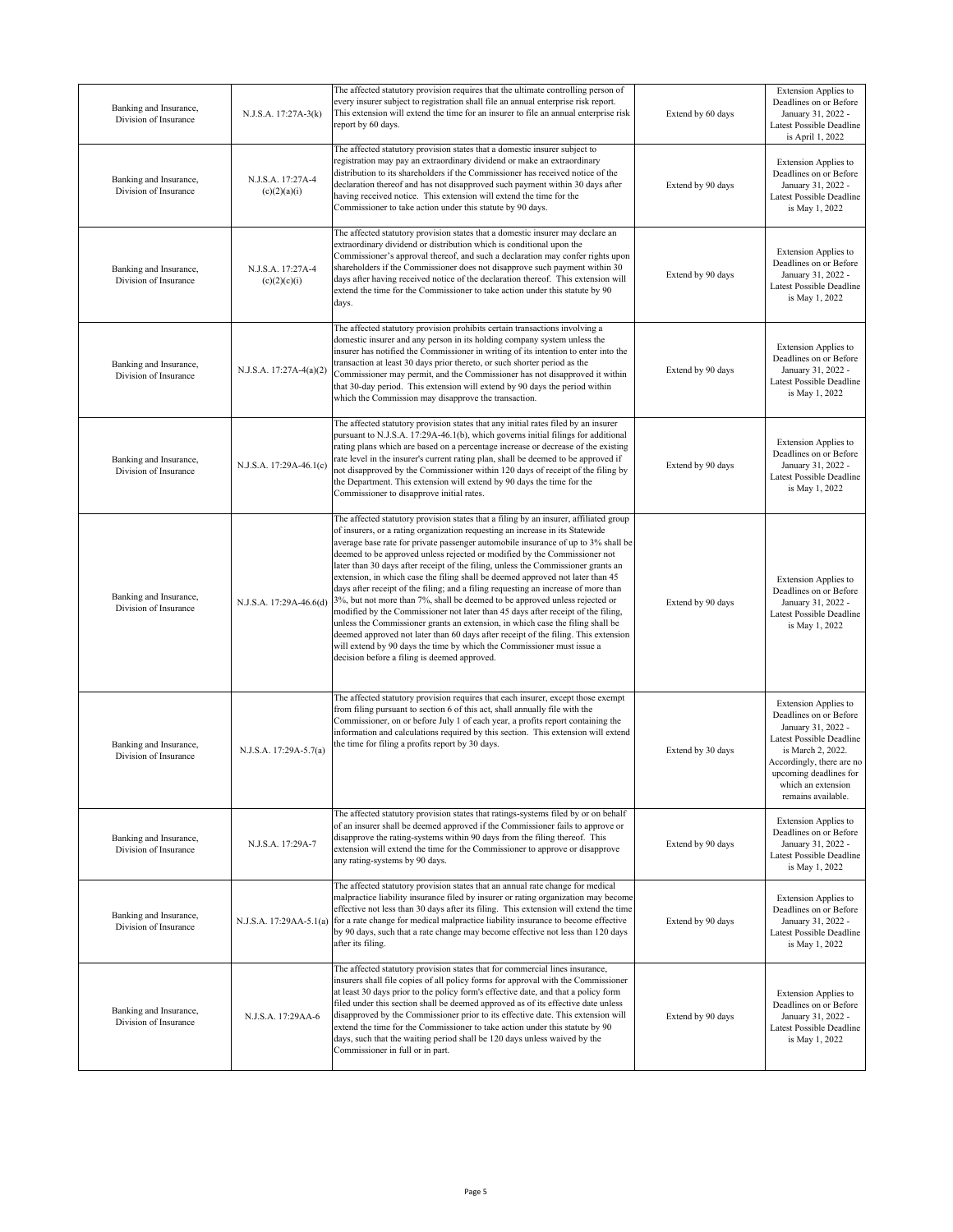| | | | | |
|---|---|---|---|---|
| Banking and Insurance, Division of Insurance | N.J.S.A. 17:27A-3(k) | The affected statutory provision requires that the ultimate controlling person of every insurer subject to registration shall file an annual enterprise risk report. This extension will extend the time for an insurer to file an annual enterprise risk report by 60 days. | Extend by 60 days | Extension Applies to Deadlines on or Before January 31, 2022 - Latest Possible Deadline is April 1, 2022 |
| Banking and Insurance, Division of Insurance | N.J.S.A. 17:27A-4 (c)(2)(a)(i) | The affected statutory provision states that a domestic insurer subject to registration may pay an extraordinary dividend or make an extraordinary distribution to its shareholders if the Commissioner has received notice of the declaration thereof and has not disapproved such payment within 30 days after having received notice. This extension will extend the time for the Commissioner to take action under this statute by 90 days. | Extend by 90 days | Extension Applies to Deadlines on or Before January 31, 2022 - Latest Possible Deadline is May 1, 2022 |
| Banking and Insurance, Division of Insurance | N.J.S.A. 17:27A-4 (c)(2)(c)(i) | The affected statutory provision states that a domestic insurer may declare an extraordinary dividend or distribution which is conditional upon the Commissioner's approval thereof, and such a declaration may confer rights upon shareholders if the Commissioner does not disapprove such payment within 30 days after having received notice of the declaration thereof. This extension will extend the time for the Commissioner to take action under this statute by 90 days. | Extend by 90 days | Extension Applies to Deadlines on or Before January 31, 2022 - Latest Possible Deadline is May 1, 2022 |
| Banking and Insurance, Division of Insurance | N.J.S.A. 17:27A-4(a)(2) | The affected statutory provision prohibits certain transactions involving a domestic insurer and any person in its holding company system unless the insurer has notified the Commissioner in writing of its intention to enter into the transaction at least 30 days prior thereto, or such shorter period as the Commissioner may permit, and the Commissioner has not disapproved it within that 30-day period. This extension will extend by 90 days the period within which the Commission may disapprove the transaction. | Extend by 90 days | Extension Applies to Deadlines on or Before January 31, 2022 - Latest Possible Deadline is May 1, 2022 |
| Banking and Insurance, Division of Insurance | N.J.S.A. 17:29A-46.1(c) | The affected statutory provision states that any initial rates filed by an insurer pursuant to N.J.S.A. 17:29A-46.1(b), which governs initial filings for additional rating plans which are based on a percentage increase or decrease of the existing rate level in the insurer's current rating plan, shall be deemed to be approved if not disapproved by the Commissioner within 120 days of receipt of the filing by the Department. This extension will extend by 90 days the time for the Commissioner to disapprove initial rates. | Extend by 90 days | Extension Applies to Deadlines on or Before January 31, 2022 - Latest Possible Deadline is May 1, 2022 |
| Banking and Insurance, Division of Insurance | N.J.S.A. 17:29A-46.6(d) | The affected statutory provision states that a filing by an insurer, affiliated group of insurers, or a rating organization requesting an increase in its Statewide average base rate for private passenger automobile insurance of up to 3% shall be deemed to be approved unless rejected or modified by the Commissioner not later than 30 days after receipt of the filing, unless the Commissioner grants an extension, in which case the filing shall be deemed approved not later than 45 days after receipt of the filing; and a filing requesting an increase of more than 3%, but not more than 7%, shall be deemed to be approved unless rejected or modified by the Commissioner not later than 45 days after receipt of the filing, unless the Commissioner grants an extension, in which case the filing shall be deemed approved not later than 60 days after receipt of the filing. This extension will extend by 90 days the time by which the Commissioner must issue a decision before a filing is deemed approved. | Extend by 90 days | Extension Applies to Deadlines on or Before January 31, 2022 - Latest Possible Deadline is May 1, 2022 |
| Banking and Insurance, Division of Insurance | N.J.S.A. 17:29A-5.7(a) | The affected statutory provision requires that each insurer, except those exempt from filing pursuant to section 6 of this act, shall annually file with the Commissioner, on or before July 1 of each year, a profits report containing the information and calculations required by this section. This extension will extend the time for filing a profits report by 30 days. | Extend by 30 days | Extension Applies to Deadlines on or Before January 31, 2022 - Latest Possible Deadline is March 2, 2022. Accordingly, there are no upcoming deadlines for which an extension remains available. |
| Banking and Insurance, Division of Insurance | N.J.S.A. 17:29A-7 | The affected statutory provision states that ratings-systems filed by or on behalf of an insurer shall be deemed approved if the Commissioner fails to approve or disapprove the rating-systems within 90 days from the filing thereof. This extension will extend the time for the Commissioner to approve or disapprove any rating-systems by 90 days. | Extend by 90 days | Extension Applies to Deadlines on or Before January 31, 2022 - Latest Possible Deadline is May 1, 2022 |
| Banking and Insurance, Division of Insurance | N.J.S.A. 17:29AA-5.1(a) | The affected statutory provision states that an annual rate change for medical malpractice liability insurance filed by insurer or rating organization may become effective not less than 30 days after its filing. This extension will extend the time for a rate change for medical malpractice liability insurance to become effective by 90 days, such that a rate change may become effective not less than 120 days after its filing. | Extend by 90 days | Extension Applies to Deadlines on or Before January 31, 2022 - Latest Possible Deadline is May 1, 2022 |
| Banking and Insurance, Division of Insurance | N.J.S.A. 17:29AA-6 | The affected statutory provision states that for commercial lines insurance, insurers shall file copies of all policy forms for approval with the Commissioner at least 30 days prior to the policy form's effective date, and that a policy form filed under this section shall be deemed approved as of its effective date unless disapproved by the Commissioner prior to its effective date. This extension will extend the time for the Commissioner to take action under this statute by 90 days, such that the waiting period shall be 120 days unless waived by the Commissioner in full or in part. | Extend by 90 days | Extension Applies to Deadlines on or Before January 31, 2022 - Latest Possible Deadline is May 1, 2022 |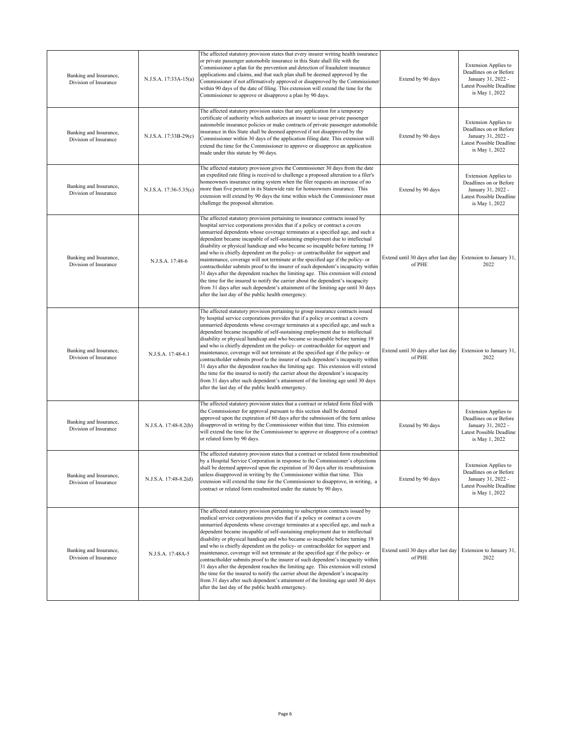| | | | | |
|---|---|---|---|---|
| Banking and Insurance, Division of Insurance | N.J.S.A. 17:33A-15(a) | The affected statutory provision states that every insurer writing health insurance or private passenger automobile insurance in this State shall file with the Commissioner a plan for the prevention and detection of fraudulent insurance applications and claims, and that such plan shall be deemed approved by the Commissioner if not affirmatively approved or disapproved by the Commissioner within 90 days of the date of filing. This extension will extend the time for the Commissioner to approve or disapprove a plan by 90 days. | Extend by 90 days | Extension Applies to Deadlines on or Before January 31, 2022 - Latest Possible Deadline is May 1, 2022 |
| Banking and Insurance, Division of Insurance | N.J.S.A. 17:33B-29(c) | The affected statutory provision states that any application for a temporary certificate of authority which authorizes an insurer to issue private passenger automobile insurance policies or make contracts of private passenger automobile insurance in this State shall be deemed approved if not disapproved by the Commissioner within 30 days of the application filing date. This extension will extend the time for the Commissioner to approve or disapprove an application made under this statute by 90 days. | Extend by 90 days | Extension Applies to Deadlines on or Before January 31, 2022 - Latest Possible Deadline is May 1, 2022 |
| Banking and Insurance, Division of Insurance | N.J.S.A. 17:36-5.35(c) | The affected statutory provision gives the Commissioner 30 days from the date an expedited rate filing is received to challenge a proposed alteration to a filer's homeowners insurance rating system when the filer requests an increase of no more than five percent in its Statewide rate for homeowners insurance. This extension will extend by 90 days the time within which the Commissioner must challenge the proposed alteration. | Extend by 90 days | Extension Applies to Deadlines on or Before January 31, 2022 - Latest Possible Deadline is May 1, 2022 |
| Banking and Insurance, Division of Insurance | N.J.S.A. 17:48-6 | The affected statutory provision pertaining to insurance contracts issued by hospital service corporations provides that if a policy or contract a covers unmarried dependents whose coverage terminates at a specified age, and such a dependent became incapable of self-sustaining employment due to intellectual disability or physical handicap and who became so incapable before turning 19 and who is chiefly dependent on the policy- or contractholder for support and maintenance, coverage will not terminate at the specified age if the policy- or contractholder submits proof to the insurer of such dependent's incapacity within 31 days after the dependent reaches the limiting age. This extension will extend the time for the insured to notify the carrier about the dependent's incapacity from 31 days after such dependent's attainment of the limiting age until 30 days after the last day of the public health emergency. | Extend until 30 days after last day of PHE | Extension to January 31, 2022 |
| Banking and Insurance, Division of Insurance | N.J.S.A. 17:48-6.1 | The affected statutory provision pertaining to group insurance contracts issued by hospital service corporations provides that if a policy or contract a covers unmarried dependents whose coverage terminates at a specified age, and such a dependent became incapable of self-sustaining employment due to intellectual disability or physical handicap and who became so incapable before turning 19 and who is chiefly dependent on the policy- or contractholder for support and maintenance, coverage will not terminate at the specified age if the policy- or contractholder submits proof to the insurer of such dependent's incapacity within 31 days after the dependent reaches the limiting age. This extension will extend the time for the insured to notify the carrier about the dependent's incapacity from 31 days after such dependent's attainment of the limiting age until 30 days after the last day of the public health emergency. | Extend until 30 days after last day of PHE | Extension to January 31, 2022 |
| Banking and Insurance, Division of Insurance | N.J.S.A. 17:48-8.2(b) | The affected statutory provision states that a contract or related form filed with the Commissioner for approval pursuant to this section shall be deemed approved upon the expiration of 60 days after the submission of the form unless disapproved in writing by the Commissioner within that time. This extension will extend the time for the Commissioner to approve or disapprove of a contract or related form by 90 days. | Extend by 90 days | Extension Applies to Deadlines on or Before January 31, 2022 - Latest Possible Deadline is May 1, 2022 |
| Banking and Insurance, Division of Insurance | N.J.S.A. 17:48-8.2(d) | The affected statutory provision states that a contract or related form resubmitted by a Hospital Service Corporation in response to the Commissioner's objections shall be deemed approved upon the expiration of 30 days after its resubmission unless disapproved in writing by the Commissioner within that time. This extension will extend the time for the Commissioner to disapprove, in writing, a contract or related form resubmitted under the statute by 90 days. | Extend by 90 days | Extension Applies to Deadlines on or Before January 31, 2022 - Latest Possible Deadline is May 1, 2022 |
| Banking and Insurance, Division of Insurance | N.J.S.A. 17:48A-5 | The affected statutory provision pertaining to subscription contracts issued by medical service corporations provides that if a policy or contract a covers unmarried dependents whose coverage terminates at a specified age, and such a dependent became incapable of self-sustaining employment due to intellectual disability or physical handicap and who became so incapable before turning 19 and who is chiefly dependent on the policy- or contractholder for support and maintenance, coverage will not terminate at the specified age if the policy- or contractholder submits proof to the insurer of such dependent's incapacity within 31 days after the dependent reaches the limiting age. This extension will extend the time for the insured to notify the carrier about the dependent's incapacity from 31 days after such dependent's attainment of the limiting age until 30 days after the last day of the public health emergency. | Extend until 30 days after last day of PHE | Extension to January 31, 2022 |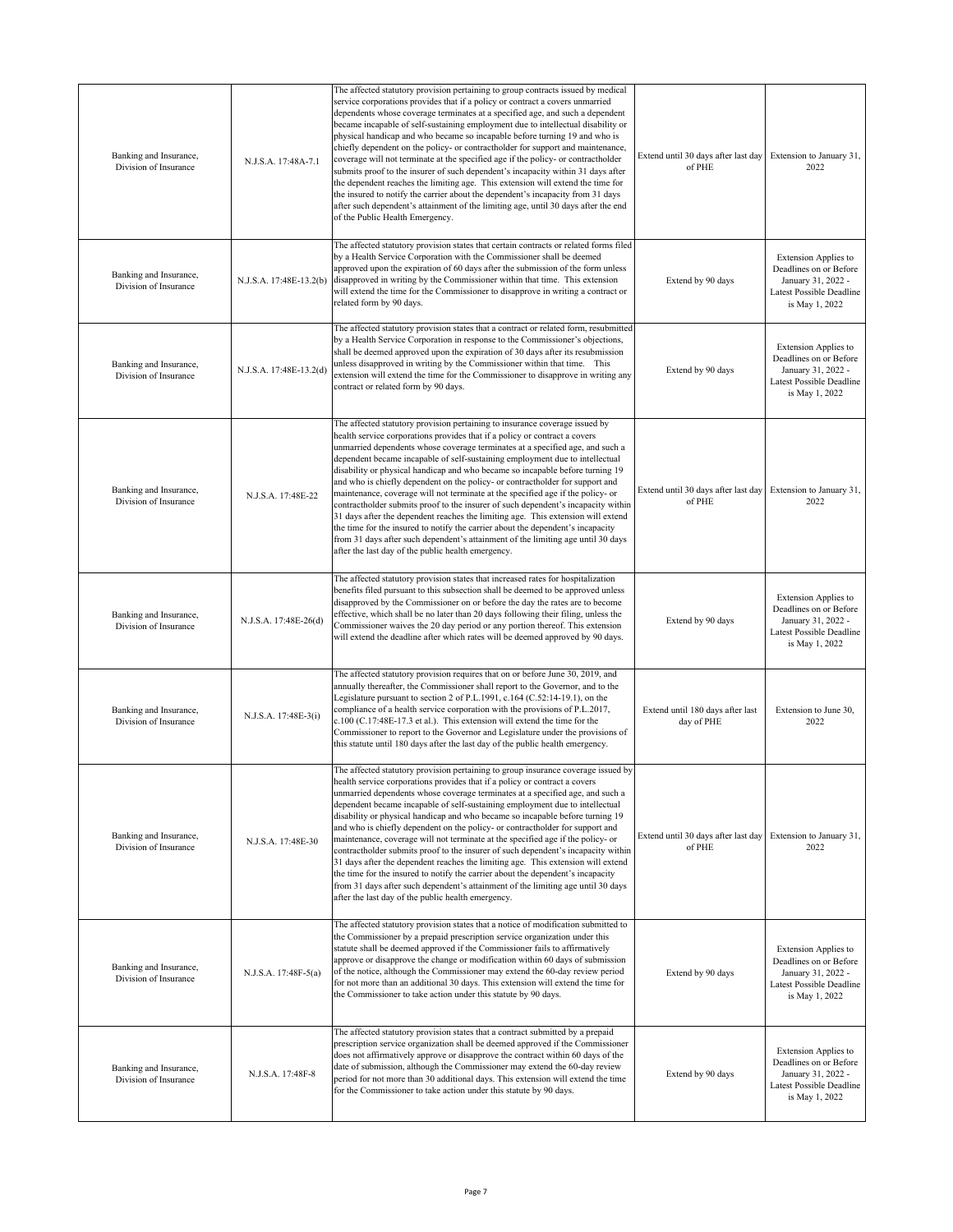| | | | | |
|---|---|---|---|---|
| Banking and Insurance, Division of Insurance | N.J.S.A. 17:48A-7.1 | The affected statutory provision pertaining to group contracts issued by medical service corporations provides that if a policy or contract a covers unmarried dependents whose coverage terminates at a specified age, and such a dependent became incapable of self-sustaining employment due to intellectual disability or physical handicap and who became so incapable before turning 19 and who is chiefly dependent on the policy- or contractholder for support and maintenance, coverage will not terminate at the specified age if the policy- or contractholder submits proof to the insurer of such dependent's incapacity within 31 days after the dependent reaches the limiting age. This extension will extend the time for the insured to notify the carrier about the dependent's incapacity from 31 days after such dependent's attainment of the limiting age, until 30 days after the end of the Public Health Emergency. | Extend until 30 days after last day of PHE | Extension to January 31, 2022 |
| Banking and Insurance, Division of Insurance | N.J.S.A. 17:48E-13.2(b) | The affected statutory provision states that certain contracts or related forms filed by a Health Service Corporation with the Commissioner shall be deemed approved upon the expiration of 60 days after the submission of the form unless disapproved in writing by the Commissioner within that time. This extension will extend the time for the Commissioner to disapprove in writing a contract or related form by 90 days. | Extend by 90 days | Extension Applies to Deadlines on or Before January 31, 2022 - Latest Possible Deadline is May 1, 2022 |
| Banking and Insurance, Division of Insurance | N.J.S.A. 17:48E-13.2(d) | The affected statutory provision states that a contract or related form, resubmitted by a Health Service Corporation in response to the Commissioner's objections, shall be deemed approved upon the expiration of 30 days after its resubmission unless disapproved in writing by the Commissioner within that time. This extension will extend the time for the Commissioner to disapprove in writing any contract or related form by 90 days. | Extend by 90 days | Extension Applies to Deadlines on or Before January 31, 2022 - Latest Possible Deadline is May 1, 2022 |
| Banking and Insurance, Division of Insurance | N.J.S.A. 17:48E-22 | The affected statutory provision pertaining to insurance coverage issued by health service corporations provides that if a policy or contract a covers unmarried dependents whose coverage terminates at a specified age, and such a dependent became incapable of self-sustaining employment due to intellectual disability or physical handicap and who became so incapable before turning 19 and who is chiefly dependent on the policy- or contractholder for support and maintenance, coverage will not terminate at the specified age if the policy- or contractholder submits proof to the insurer of such dependent's incapacity within 31 days after the dependent reaches the limiting age. This extension will extend the time for the insured to notify the carrier about the dependent's incapacity from 31 days after such dependent's attainment of the limiting age until 30 days after the last day of the public health emergency. | Extend until 30 days after last day of PHE | Extension to January 31, 2022 |
| Banking and Insurance, Division of Insurance | N.J.S.A. 17:48E-26(d) | The affected statutory provision states that increased rates for hospitalization benefits filed pursuant to this subsection shall be deemed to be approved unless disapproved by the Commissioner on or before the day the rates are to become effective, which shall be no later than 20 days following their filing, unless the Commissioner waives the 20 day period or any portion thereof. This extension will extend the deadline after which rates will be deemed approved by 90 days. | Extend by 90 days | Extension Applies to Deadlines on or Before January 31, 2022 - Latest Possible Deadline is May 1, 2022 |
| Banking and Insurance, Division of Insurance | N.J.S.A. 17:48E-3(i) | The affected statutory provision requires that on or before June 30, 2019, and annually thereafter, the Commissioner shall report to the Governor, and to the Legislature pursuant to section 2 of P.L.1991, c.164 (C.52:14-19.1), on the compliance of a health service corporation with the provisions of P.L.2017, c.100 (C.17:48E-17.3 et al.). This extension will extend the time for the Commissioner to report to the Governor and Legislature under the provisions of this statute until 180 days after the last day of the public health emergency. | Extend until 180 days after last day of PHE | Extension to June 30, 2022 |
| Banking and Insurance, Division of Insurance | N.J.S.A. 17:48E-30 | The affected statutory provision pertaining to group insurance coverage issued by health service corporations provides that if a policy or contract a covers unmarried dependents whose coverage terminates at a specified age, and such a dependent became incapable of self-sustaining employment due to intellectual disability or physical handicap and who became so incapable before turning 19 and who is chiefly dependent on the policy- or contractholder for support and maintenance, coverage will not terminate at the specified age if the policy- or contractholder submits proof to the insurer of such dependent's incapacity within 31 days after the dependent reaches the limiting age. This extension will extend the time for the insured to notify the carrier about the dependent's incapacity from 31 days after such dependent's attainment of the limiting age until 30 days after the last day of the public health emergency. | Extend until 30 days after last day of PHE | Extension to January 31, 2022 |
| Banking and Insurance, Division of Insurance | N.J.S.A. 17:48F-5(a) | The affected statutory provision states that a notice of modification submitted to the Commissioner by a prepaid prescription service organization under this statute shall be deemed approved if the Commissioner fails to affirmatively approve or disapprove the change or modification within 60 days of submission of the notice, although the Commissioner may extend the 60-day review period for not more than an additional 30 days. This extension will extend the time for the Commissioner to take action under this statute by 90 days. | Extend by 90 days | Extension Applies to Deadlines on or Before January 31, 2022 - Latest Possible Deadline is May 1, 2022 |
| Banking and Insurance, Division of Insurance | N.J.S.A. 17:48F-8 | The affected statutory provision states that a contract submitted by a prepaid prescription service organization shall be deemed approved if the Commissioner does not affirmatively approve or disapprove the contract within 60 days of the date of submission, although the Commissioner may extend the 60-day review period for not more than 30 additional days. This extension will extend the time for the Commissioner to take action under this statute by 90 days. | Extend by 90 days | Extension Applies to Deadlines on or Before January 31, 2022 - Latest Possible Deadline is May 1, 2022 |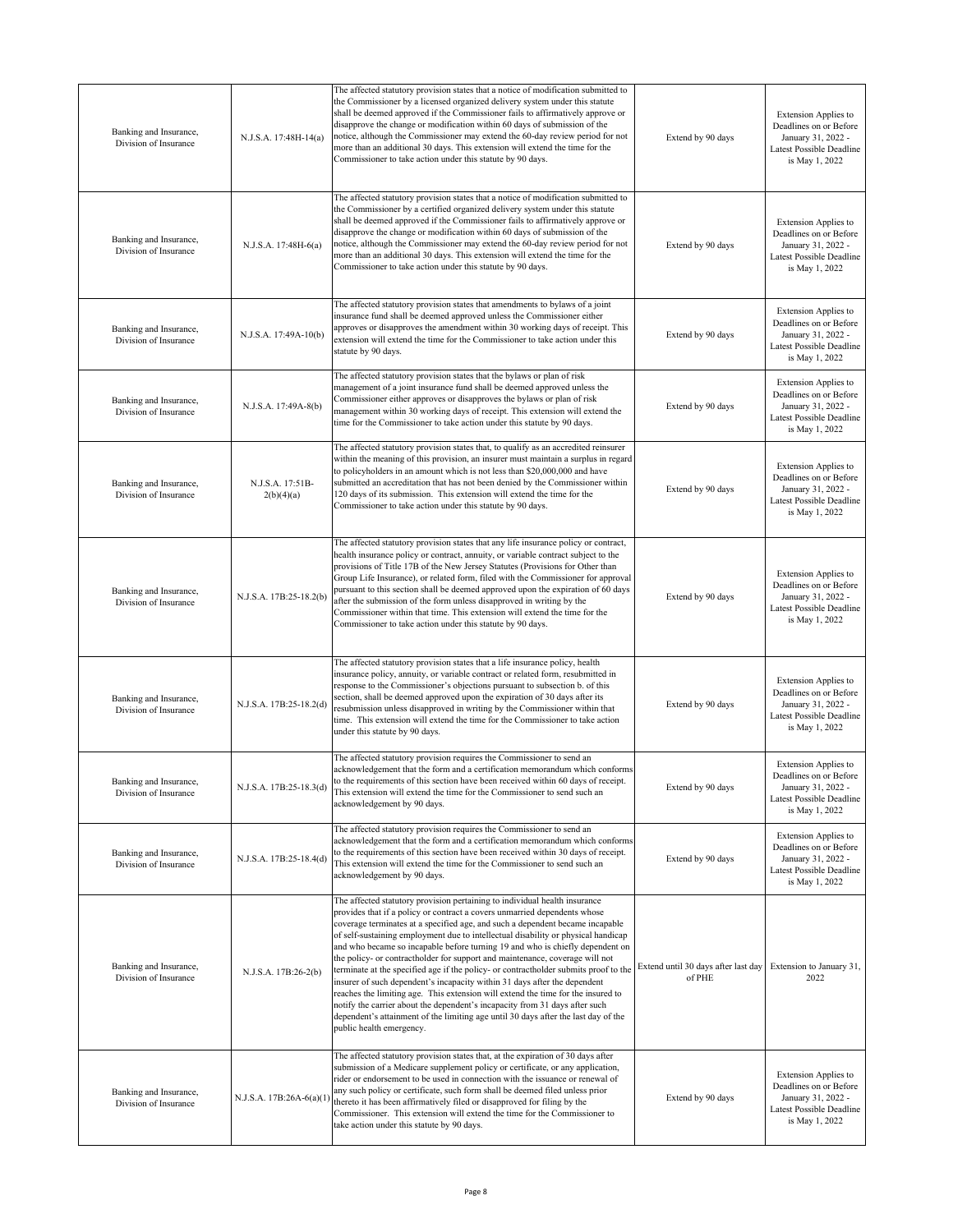| | | | | |
|---|---|---|---|---|
| Banking and Insurance, Division of Insurance | N.J.S.A. 17:48H-14(a) | The affected statutory provision states that a notice of modification submitted to the Commissioner by a licensed organized delivery system under this statute shall be deemed approved if the Commissioner fails to affirmatively approve or disapprove the change or modification within 60 days of submission of the notice, although the Commissioner may extend the 60-day review period for not more than an additional 30 days. This extension will extend the time for the Commissioner to take action under this statute by 90 days. | Extend by 90 days | Extension Applies to Deadlines on or Before January 31, 2022 - Latest Possible Deadline is May 1, 2022 |
| Banking and Insurance, Division of Insurance | N.J.S.A. 17:48H-6(a) | The affected statutory provision states that a notice of modification submitted to the Commissioner by a certified organized delivery system under this statute shall be deemed approved if the Commissioner fails to affirmatively approve or disapprove the change or modification within 60 days of submission of the notice, although the Commissioner may extend the 60-day review period for not more than an additional 30 days. This extension will extend the time for the Commissioner to take action under this statute by 90 days. | Extend by 90 days | Extension Applies to Deadlines on or Before January 31, 2022 - Latest Possible Deadline is May 1, 2022 |
| Banking and Insurance, Division of Insurance | N.J.S.A. 17:49A-10(b) | The affected statutory provision states that amendments to bylaws of a joint insurance fund shall be deemed approved unless the Commissioner either approves or disapproves the amendment within 30 working days of receipt. This extension will extend the time for the Commissioner to take action under this statute by 90 days. | Extend by 90 days | Extension Applies to Deadlines on or Before January 31, 2022 - Latest Possible Deadline is May 1, 2022 |
| Banking and Insurance, Division of Insurance | N.J.S.A. 17:49A-8(b) | The affected statutory provision states that the bylaws or plan of risk management of a joint insurance fund shall be deemed approved unless the Commissioner either approves or disapproves the bylaws or plan of risk management within 30 working days of receipt. This extension will extend the time for the Commissioner to take action under this statute by 90 days. | Extend by 90 days | Extension Applies to Deadlines on or Before January 31, 2022 - Latest Possible Deadline is May 1, 2022 |
| Banking and Insurance, Division of Insurance | N.J.S.A. 17:51B-2(b)(4)(a) | The affected statutory provision states that, to qualify as an accredited reinsurer within the meaning of this provision, an insurer must maintain a surplus in regard to policyholders in an amount which is not less than $20,000,000 and have submitted an accreditation that has not been denied by the Commissioner within 120 days of its submission. This extension will extend the time for the Commissioner to take action under this statute by 90 days. | Extend by 90 days | Extension Applies to Deadlines on or Before January 31, 2022 - Latest Possible Deadline is May 1, 2022 |
| Banking and Insurance, Division of Insurance | N.J.S.A. 17B:25-18.2(b) | The affected statutory provision states that any life insurance policy or contract, health insurance policy or contract, annuity, or variable contract subject to the provisions of Title 17B of the New Jersey Statutes (Provisions for Other than Group Life Insurance), or related form, filed with the Commissioner for approval pursuant to this section shall be deemed approved upon the expiration of 60 days after the submission of the form unless disapproved in writing by the Commissioner within that time. This extension will extend the time for the Commissioner to take action under this statute by 90 days. | Extend by 90 days | Extension Applies to Deadlines on or Before January 31, 2022 - Latest Possible Deadline is May 1, 2022 |
| Banking and Insurance, Division of Insurance | N.J.S.A. 17B:25-18.2(d) | The affected statutory provision states that a life insurance policy, health insurance policy, annuity, or variable contract or related form, resubmitted in response to the Commissioner's objections pursuant to subsection b. of this section, shall be deemed approved upon the expiration of 30 days after its resubmission unless disapproved in writing by the Commissioner within that time. This extension will extend the time for the Commissioner to take action under this statute by 90 days. | Extend by 90 days | Extension Applies to Deadlines on or Before January 31, 2022 - Latest Possible Deadline is May 1, 2022 |
| Banking and Insurance, Division of Insurance | N.J.S.A. 17B:25-18.3(d) | The affected statutory provision requires the Commissioner to send an acknowledgement that the form and a certification memorandum which conforms to the requirements of this section have been received within 60 days of receipt. This extension will extend the time for the Commissioner to send such an acknowledgement by 90 days. | Extend by 90 days | Extension Applies to Deadlines on or Before January 31, 2022 - Latest Possible Deadline is May 1, 2022 |
| Banking and Insurance, Division of Insurance | N.J.S.A. 17B:25-18.4(d) | The affected statutory provision requires the Commissioner to send an acknowledgement that the form and a certification memorandum which conforms to the requirements of this section have been received within 30 days of receipt. This extension will extend the time for the Commissioner to send such an acknowledgement by 90 days. | Extend by 90 days | Extension Applies to Deadlines on or Before January 31, 2022 - Latest Possible Deadline is May 1, 2022 |
| Banking and Insurance, Division of Insurance | N.J.S.A. 17B:26-2(b) | The affected statutory provision pertaining to individual health insurance provides that if a policy or contract covers unmarried dependents whose coverage terminates at a specified age, and such a dependent became incapable of self-sustaining employment due to intellectual disability or physical handicap and who became so incapable before turning 19 and who is chiefly dependent on the policy- or contractholder for support and maintenance, coverage will not terminate at the specified age if the policy- or contractholder submits proof to the insurer of such dependent's incapacity within 31 days after the dependent reaches the limiting age. This extension will extend the time for the insured to notify the carrier about the dependent's incapacity from 31 days after such dependent's attainment of the limiting age until 30 days after the last day of the public health emergency. | Extend until 30 days after last day of PHE | Extension to January 31, 2022 |
| Banking and Insurance, Division of Insurance | N.J.S.A. 17B:26A-6(a)(1) | The affected statutory provision states that, at the expiration of 30 days after submission of a Medicare supplement policy or certificate, or any application, rider or endorsement to be used in connection with the issuance or renewal of any such policy or certificate, such form shall be deemed filed unless prior thereto it has been affirmatively filed or disapproved for filing by the Commissioner. This extension will extend the time for the Commissioner to take action under this statute by 90 days. | Extend by 90 days | Extension Applies to Deadlines on or Before January 31, 2022 - Latest Possible Deadline is May 1, 2022 |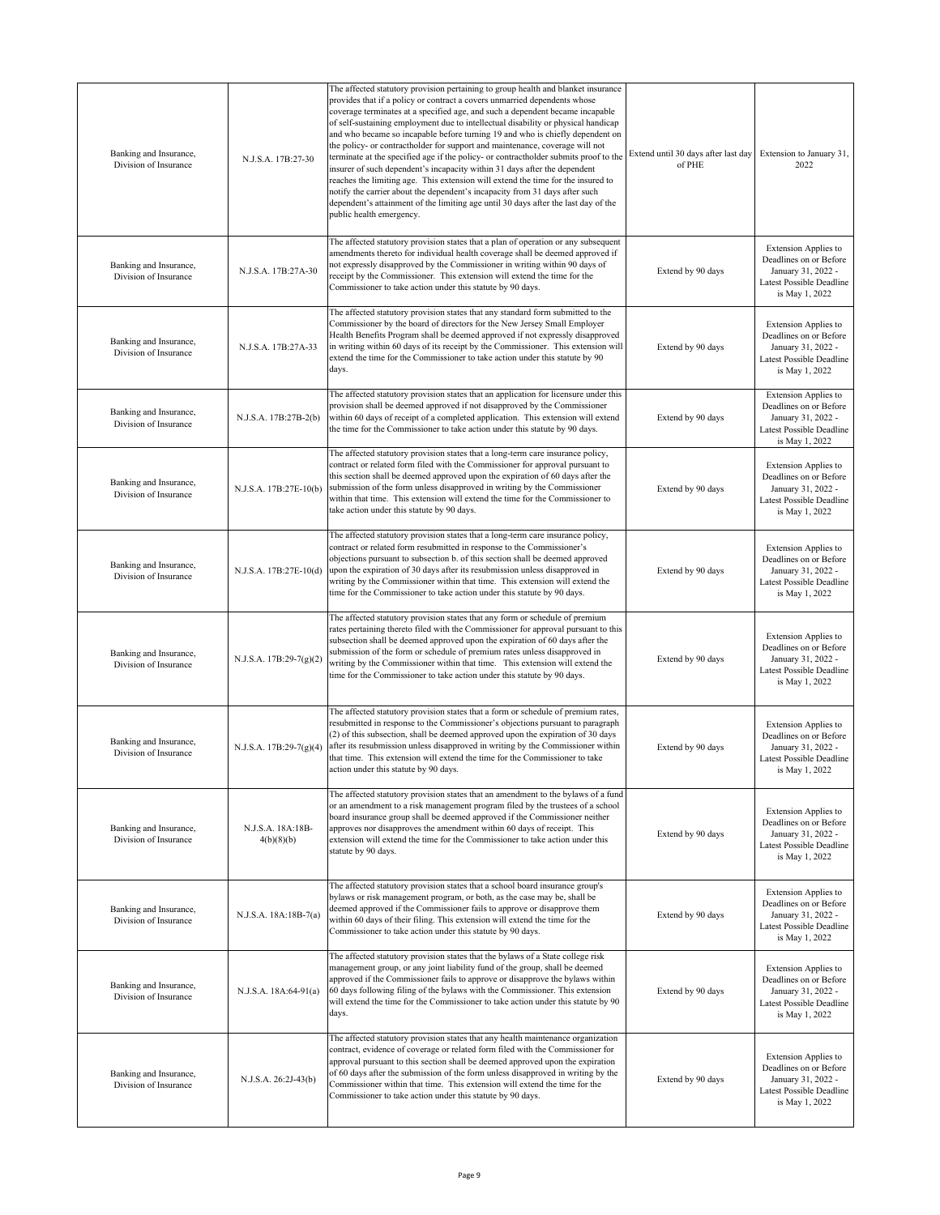| | | | | |
|---|---|---|---|---|
| Banking and Insurance, Division of Insurance | N.J.S.A. 17B:27-30 | The affected statutory provision pertaining to group health and blanket insurance provides that if a policy or contract a covers unmarried dependents whose coverage terminates at a specified age, and such a dependent became incapable of self-sustaining employment due to intellectual disability or physical handicap and who became so incapable before turning 19 and who is chiefly dependent on the policy- or contractholder for support and maintenance, coverage will not terminate at the specified age if the policy- or contractholder submits proof to the insurer of such dependent's incapacity within 31 days after the dependent reaches the limiting age. This extension will extend the time for the insured to notify the carrier about the dependent's incapacity from 31 days after such dependent's attainment of the limiting age until 30 days after the last day of the public health emergency. | Extend until 30 days after last day of PHE | Extension to January 31, 2022 |
| Banking and Insurance, Division of Insurance | N.J.S.A. 17B:27A-30 | The affected statutory provision states that a plan of operation or any subsequent amendments thereto for individual health coverage shall be deemed approved if not expressly disapproved by the Commissioner in writing within 90 days of receipt by the Commissioner. This extension will extend the time for the Commissioner to take action under this statute by 90 days. | Extend by 90 days | Extension Applies to Deadlines on or Before January 31, 2022 - Latest Possible Deadline is May 1, 2022 |
| Banking and Insurance, Division of Insurance | N.J.S.A. 17B:27A-33 | The affected statutory provision states that any standard form submitted to the Commissioner by the board of directors for the New Jersey Small Employer Health Benefits Program shall be deemed approved if not expressly disapproved in writing within 60 days of its receipt by the Commissioner. This extension will extend the time for the Commissioner to take action under this statute by 90 days. | Extend by 90 days | Extension Applies to Deadlines on or Before January 31, 2022 - Latest Possible Deadline is May 1, 2022 |
| Banking and Insurance, Division of Insurance | N.J.S.A. 17B:27B-2(b) | The affected statutory provision states that an application for licensure under this provision shall be deemed approved if not disapproved by the Commissioner within 60 days of receipt of a completed application. This extension will extend the time for the Commissioner to take action under this statute by 90 days. | Extend by 90 days | Extension Applies to Deadlines on or Before January 31, 2022 - Latest Possible Deadline is May 1, 2022 |
| Banking and Insurance, Division of Insurance | N.J.S.A. 17B:27E-10(b) | The affected statutory provision states that a long-term care insurance policy, contract or related form filed with the Commissioner for approval pursuant to this section shall be deemed approved upon the expiration of 60 days after the submission of the form unless disapproved in writing by the Commissioner within that time. This extension will extend the time for the Commissioner to take action under this statute by 90 days. | Extend by 90 days | Extension Applies to Deadlines on or Before January 31, 2022 - Latest Possible Deadline is May 1, 2022 |
| Banking and Insurance, Division of Insurance | N.J.S.A. 17B:27E-10(d) | The affected statutory provision states that a long-term care insurance policy, contract or related form resubmitted in response to the Commissioner's objections pursuant to subsection b. of this section shall be deemed approved upon the expiration of 30 days after its resubmission unless disapproved in writing by the Commissioner within that time. This extension will extend the time for the Commissioner to take action under this statute by 90 days. | Extend by 90 days | Extension Applies to Deadlines on or Before January 31, 2022 - Latest Possible Deadline is May 1, 2022 |
| Banking and Insurance, Division of Insurance | N.J.S.A. 17B:29-7(g)(2) | The affected statutory provision states that any form or schedule of premium rates pertaining thereto filed with the Commissioner for approval pursuant to this subsection shall be deemed approved upon the expiration of 60 days after the submission of the form or schedule of premium rates unless disapproved in writing by the Commissioner within that time. This extension will extend the time for the Commissioner to take action under this statute by 90 days. | Extend by 90 days | Extension Applies to Deadlines on or Before January 31, 2022 - Latest Possible Deadline is May 1, 2022 |
| Banking and Insurance, Division of Insurance | N.J.S.A. 17B:29-7(g)(4) | The affected statutory provision states that a form or schedule of premium rates, resubmitted in response to the Commissioner's objections pursuant to paragraph (2) of this subsection, shall be deemed approved upon the expiration of 30 days after its resubmission unless disapproved in writing by the Commissioner within that time. This extension will extend the time for the Commissioner to take action under this statute by 90 days. | Extend by 90 days | Extension Applies to Deadlines on or Before January 31, 2022 - Latest Possible Deadline is May 1, 2022 |
| Banking and Insurance, Division of Insurance | N.J.S.A. 18A:18B-4(b)(8)(b) | The affected statutory provision states that an amendment to the bylaws of a fund or an amendment to a risk management program filed by the trustees of a school board insurance group shall be deemed approved if the Commissioner neither approves nor disapproves the amendment within 60 days of receipt. This extension will extend the time for the Commissioner to take action under this statute by 90 days. | Extend by 90 days | Extension Applies to Deadlines on or Before January 31, 2022 - Latest Possible Deadline is May 1, 2022 |
| Banking and Insurance, Division of Insurance | N.J.S.A. 18A:18B-7(a) | The affected statutory provision states that a school board insurance group's bylaws or risk management program, or both, as the case may be, shall be deemed approved if the Commissioner fails to approve or disapprove them within 60 days of their filing. This extension will extend the time for the Commissioner to take action under this statute by 90 days. | Extend by 90 days | Extension Applies to Deadlines on or Before January 31, 2022 - Latest Possible Deadline is May 1, 2022 |
| Banking and Insurance, Division of Insurance | N.J.S.A. 18A:64-91(a) | The affected statutory provision states that the bylaws of a State college risk management group, or any joint liability fund of the group, shall be deemed approved if the Commissioner fails to approve or disapprove the bylaws within 60 days following filing of the bylaws with the Commissioner. This extension will extend the time for the Commissioner to take action under this statute by 90 days. | Extend by 90 days | Extension Applies to Deadlines on or Before January 31, 2022 - Latest Possible Deadline is May 1, 2022 |
| Banking and Insurance, Division of Insurance | N.J.S.A. 26:2J-43(b) | The affected statutory provision states that any health maintenance organization contract, evidence of coverage or related form filed with the Commissioner for approval pursuant to this section shall be deemed approved upon the expiration of 60 days after the submission of the form unless disapproved in writing by the Commissioner within that time. This extension will extend the time for the Commissioner to take action under this statute by 90 days. | Extend by 90 days | Extension Applies to Deadlines on or Before January 31, 2022 - Latest Possible Deadline is May 1, 2022 |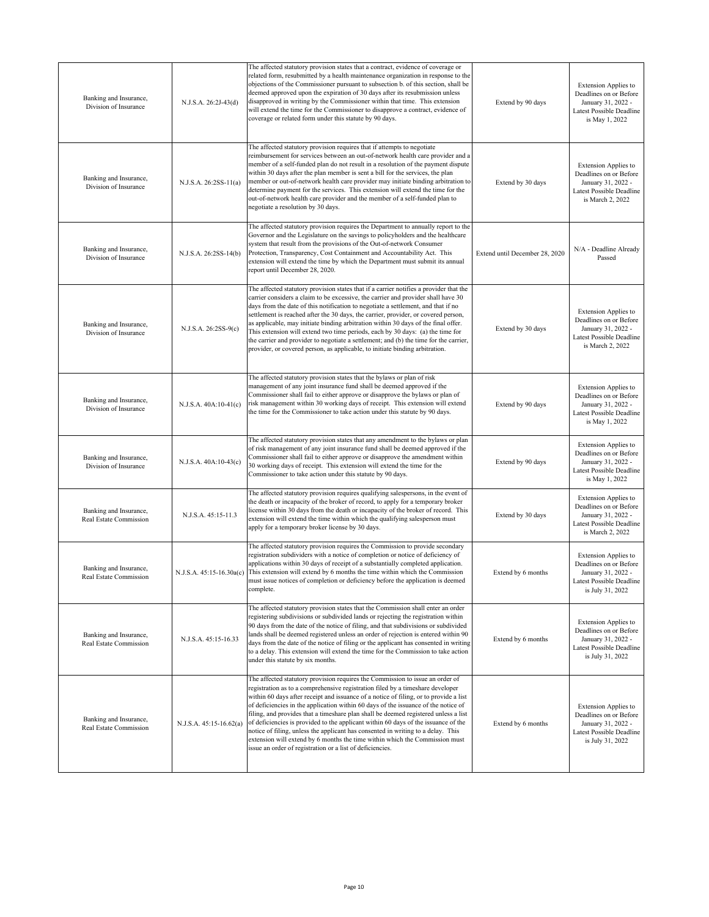| | | | | |
|---|---|---|---|---|
| Banking and Insurance, Division of Insurance | N.J.S.A. 26:2J-43(d) | The affected statutory provision states that a contract, evidence of coverage or related form, resubmitted by a health maintenance organization in response to the objections of the Commissioner pursuant to subsection b. of this section, shall be deemed approved upon the expiration of 30 days after its resubmission unless disapproved in writing by the Commissioner within that time. This extension will extend the time for the Commissioner to disapprove a contract, evidence of coverage or related form under this statute by 90 days. | Extend by 90 days | Extension Applies to Deadlines on or Before January 31, 2022 - Latest Possible Deadline is May 1, 2022 |
| Banking and Insurance, Division of Insurance | N.J.S.A. 26:2SS-11(a) | The affected statutory provision requires that if attempts to negotiate reimbursement for services between an out-of-network health care provider and a member of a self-funded plan do not result in a resolution of the payment dispute within 30 days after the plan member is sent a bill for the services, the plan member or out-of-network health care provider may initiate binding arbitration to determine payment for the services. This extension will extend the time for the out-of-network health care provider and the member of a self-funded plan to negotiate a resolution by 30 days. | Extend by 30 days | Extension Applies to Deadlines on or Before January 31, 2022 - Latest Possible Deadline is March 2, 2022 |
| Banking and Insurance, Division of Insurance | N.J.S.A. 26:2SS-14(b) | The affected statutory provision requires the Department to annually report to the Governor and the Legislature on the savings to policyholders and the healthcare system that result from the provisions of the Out-of-network Consumer Protection, Transparency, Cost Containment and Accountability Act. This extension will extend the time by which the Department must submit its annual report until December 28, 2020. | Extend until December 28, 2020 | N/A - Deadline Already Passed |
| Banking and Insurance, Division of Insurance | N.J.S.A. 26:2SS-9(c) | The affected statutory provision states that if a carrier notifies a provider that the carrier considers a claim to be excessive, the carrier and provider shall have 30 days from the date of this notification to negotiate a settlement, and that if no settlement is reached after the 30 days, the carrier, provider, or covered person, as applicable, may initiate binding arbitration within 30 days of the final offer. This extension will extend two time periods, each by 30 days: (a) the time for the carrier and provider to negotiate a settlement; and (b) the time for the carrier, provider, or covered person, as applicable, to initiate binding arbitration. | Extend by 30 days | Extension Applies to Deadlines on or Before January 31, 2022 - Latest Possible Deadline is March 2, 2022 |
| Banking and Insurance, Division of Insurance | N.J.S.A. 40A:10-41(c) | The affected statutory provision states that the bylaws or plan of risk management of any joint insurance fund shall be deemed approved if the Commissioner shall fail to either approve or disapprove the bylaws or plan of risk management within 30 working days of receipt. This extension will extend the time for the Commissioner to take action under this statute by 90 days. | Extend by 90 days | Extension Applies to Deadlines on or Before January 31, 2022 - Latest Possible Deadline is May 1, 2022 |
| Banking and Insurance, Division of Insurance | N.J.S.A. 40A:10-43(c) | The affected statutory provision states that any amendment to the bylaws or plan of risk management of any joint insurance fund shall be deemed approved if the Commissioner shall fail to either approve or disapprove the amendment within 30 working days of receipt. This extension will extend the time for the Commissioner to take action under this statute by 90 days. | Extend by 90 days | Extension Applies to Deadlines on or Before January 31, 2022 - Latest Possible Deadline is May 1, 2022 |
| Banking and Insurance, Real Estate Commission | N.J.S.A. 45:15-11.3 | The affected statutory provision requires qualifying salespersons, in the event of the death or incapacity of the broker of record, to apply for a temporary broker license within 30 days from the death or incapacity of the broker of record. This extension will extend the time within which the qualifying salesperson must apply for a temporary broker license by 30 days. | Extend by 30 days | Extension Applies to Deadlines on or Before January 31, 2022 - Latest Possible Deadline is March 2, 2022 |
| Banking and Insurance, Real Estate Commission | N.J.S.A. 45:15-16.30a(c) | The affected statutory provision requires the Commission to provide secondary registration subdividers with a notice of completion or notice of deficiency of applications within 30 days of receipt of a substantially completed application. This extension will extend by 6 months the time within which the Commission must issue notices of completion or deficiency before the application is deemed complete. | Extend by 6 months | Extension Applies to Deadlines on or Before January 31, 2022 - Latest Possible Deadline is July 31, 2022 |
| Banking and Insurance, Real Estate Commission | N.J.S.A. 45:15-16.33 | The affected statutory provision states that the Commission shall enter an order registering subdivisions or subdivided lands or rejecting the registration within 90 days from the date of the notice of filing, and that subdivisions or subdivided lands shall be deemed registered unless an order of rejection is entered within 90 days from the date of the notice of filing or the applicant has consented in writing to a delay. This extension will extend the time for the Commission to take action under this statute by six months. | Extend by 6 months | Extension Applies to Deadlines on or Before January 31, 2022 - Latest Possible Deadline is July 31, 2022 |
| Banking and Insurance, Real Estate Commission | N.J.S.A. 45:15-16.62(a) | The affected statutory provision requires the Commission to issue an order of registration as to a comprehensive registration filed by a timeshare developer within 60 days after receipt and issuance of a notice of filing, or to provide a list of deficiencies in the application within 60 days of the issuance of the notice of filing, and provides that a timeshare plan shall be deemed registered unless a list of deficiencies is provided to the applicant within 60 days of the issuance of the notice of filing, unless the applicant has consented in writing to a delay. This extension will extend by 6 months the time within which the Commission must issue an order of registration or a list of deficiencies. | Extend by 6 months | Extension Applies to Deadlines on or Before January 31, 2022 - Latest Possible Deadline is July 31, 2022 |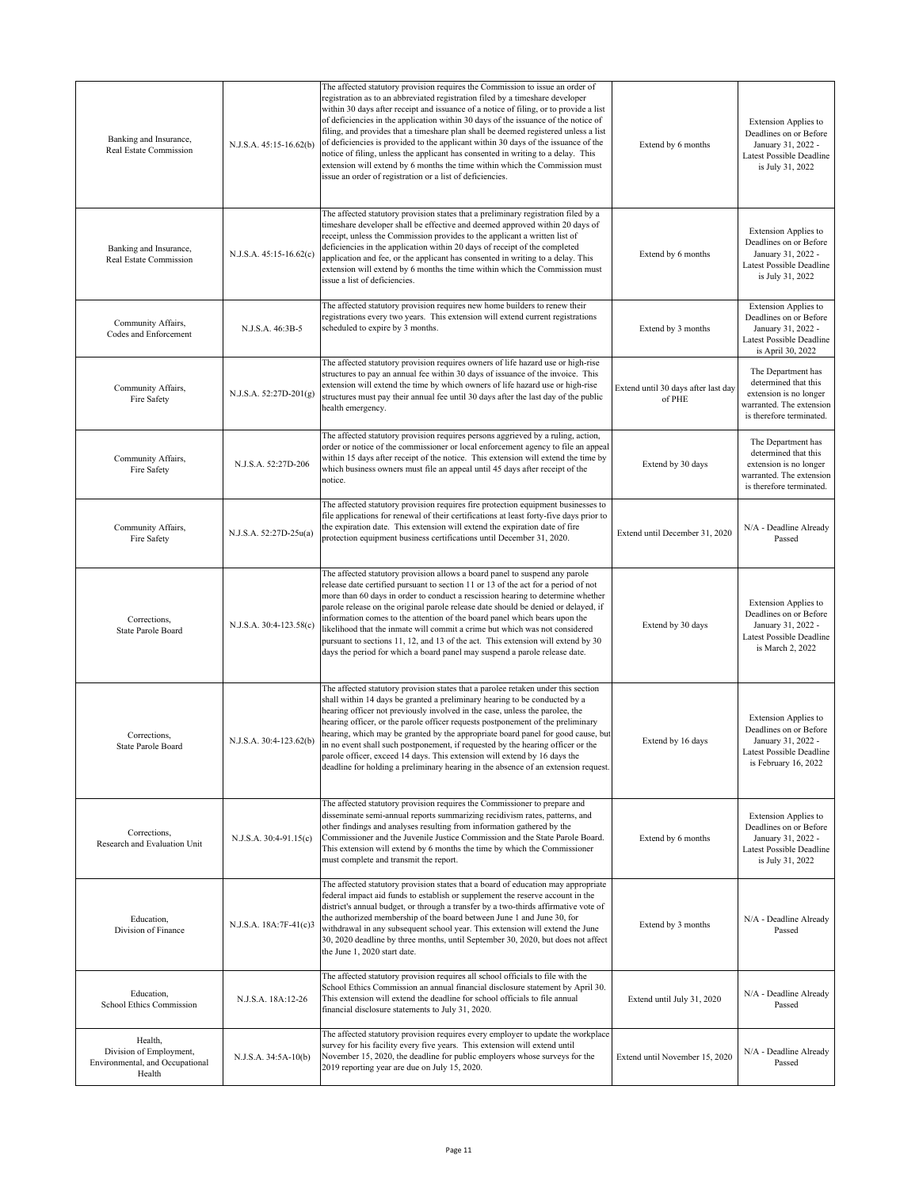| | | | | |
|---|---|---|---|---|
| Banking and Insurance, Real Estate Commission | N.J.S.A. 45:15-16.62(b) | The affected statutory provision requires the Commission to issue an order of registration as to an abbreviated registration filed by a timeshare developer within 30 days after receipt and issuance of a notice of filing, or to provide a list of deficiencies in the application within 30 days of the issuance of the notice of filing, and provides that a timeshare plan shall be deemed registered unless a list of deficiencies is provided to the applicant within 30 days of the issuance of the notice of filing, unless the applicant has consented in writing to a delay. This extension will extend by 6 months the time within which the Commission must issue an order of registration or a list of deficiencies. | Extend by 6 months | Extension Applies to Deadlines on or Before January 31, 2022 - Latest Possible Deadline is July 31, 2022 |
| Banking and Insurance, Real Estate Commission | N.J.S.A. 45:15-16.62(c) | The affected statutory provision states that a preliminary registration filed by a timeshare developer shall be effective and deemed approved within 20 days of receipt, unless the Commission provides to the applicant a written list of deficiencies in the application within 20 days of receipt of the completed application and fee, or the applicant has consented in writing to a delay. This extension will extend by 6 months the time within which the Commission must issue a list of deficiencies. | Extend by 6 months | Extension Applies to Deadlines on or Before January 31, 2022 - Latest Possible Deadline is July 31, 2022 |
| Community Affairs, Codes and Enforcement | N.J.S.A. 46:3B-5 | The affected statutory provision requires new home builders to renew their registrations every two years. This extension will extend current registrations scheduled to expire by 3 months. | Extend by 3 months | Extension Applies to Deadlines on or Before January 31, 2022 - Latest Possible Deadline is April 30, 2022 |
| Community Affairs, Fire Safety | N.J.S.A. 52:27D-201(g) | The affected statutory provision requires owners of life hazard use or high-rise structures to pay an annual fee within 30 days of issuance of the invoice. This extension will extend the time by which owners of life hazard use or high-rise structures must pay their annual fee until 30 days after the last day of the public health emergency. | Extend until 30 days after last day of PHE | The Department has determined that this extension is no longer warranted. The extension is therefore terminated. |
| Community Affairs, Fire Safety | N.J.S.A. 52:27D-206 | The affected statutory provision requires persons aggrieved by a ruling, action, order or notice of the commissioner or local enforcement agency to file an appeal within 15 days after receipt of the notice. This extension will extend the time by which business owners must file an appeal until 45 days after receipt of the notice. | Extend by 30 days | The Department has determined that this extension is no longer warranted. The extension is therefore terminated. |
| Community Affairs, Fire Safety | N.J.S.A. 52:27D-25u(a) | The affected statutory provision requires fire protection equipment businesses to file applications for renewal of their certifications at least forty-five days prior to the expiration date. This extension will extend the expiration date of fire protection equipment business certifications until December 31, 2020. | Extend until December 31, 2020 | N/A - Deadline Already Passed |
| Corrections, State Parole Board | N.J.S.A. 30:4-123.58(c) | The affected statutory provision allows a board panel to suspend any parole release date certified pursuant to section 11 or 13 of the act for a period of not more than 60 days in order to conduct a rescission hearing to determine whether parole release on the original parole release date should be denied or delayed, if information comes to the attention of the board panel which bears upon the likelihood that the inmate will commit a crime but which was not considered pursuant to sections 11, 12, and 13 of the act. This extension will extend by 30 days the period for which a board panel may suspend a parole release date. | Extend by 30 days | Extension Applies to Deadlines on or Before January 31, 2022 - Latest Possible Deadline is March 2, 2022 |
| Corrections, State Parole Board | N.J.S.A. 30:4-123.62(b) | The affected statutory provision states that a parolee retaken under this section shall within 14 days be granted a preliminary hearing to be conducted by a hearing officer not previously involved in the case, unless the parolee, the hearing officer, or the parole officer requests postponement of the preliminary hearing, which may be granted by the appropriate board panel for good cause, but in no event shall such postponement, if requested by the hearing officer or the parole officer, exceed 14 days. This extension will extend by 16 days the deadline for holding a preliminary hearing in the absence of an extension request. | Extend by 16 days | Extension Applies to Deadlines on or Before January 31, 2022 - Latest Possible Deadline is February 16, 2022 |
| Corrections, Research and Evaluation Unit | N.J.S.A. 30:4-91.15(c) | The affected statutory provision requires the Commissioner to prepare and disseminate semi-annual reports summarizing recidivism rates, patterns, and other findings and analyses resulting from information gathered by the Commissioner and the Juvenile Justice Commission and the State Parole Board. This extension will extend by 6 months the time by which the Commissioner must complete and transmit the report. | Extend by 6 months | Extension Applies to Deadlines on or Before January 31, 2022 - Latest Possible Deadline is July 31, 2022 |
| Education, Division of Finance | N.J.S.A. 18A:7F-41(c)3 | The affected statutory provision states that a board of education may appropriate federal impact aid funds to establish or supplement the reserve account in the district's annual budget, or through a transfer by a two-thirds affirmative vote of the authorized membership of the board between June 1 and June 30, for withdrawal in any subsequent school year. This extension will extend the June 30, 2020 deadline by three months, until September 30, 2020, but does not affect the June 1, 2020 start date. | Extend by 3 months | N/A - Deadline Already Passed |
| Education, School Ethics Commission | N.J.S.A. 18A:12-26 | The affected statutory provision requires all school officials to file with the School Ethics Commission an annual financial disclosure statement by April 30. This extension will extend the deadline for school officials to file annual financial disclosure statements to July 31, 2020. | Extend until July 31, 2020 | N/A - Deadline Already Passed |
| Health, Division of Employment, Environmental, and Occupational Health | N.J.S.A. 34:5A-10(b) | The affected statutory provision requires every employer to update the workplace survey for his facility every five years. This extension will extend until November 15, 2020, the deadline for public employers whose surveys for the 2019 reporting year are due on July 15, 2020. | Extend until November 15, 2020 | N/A - Deadline Already Passed |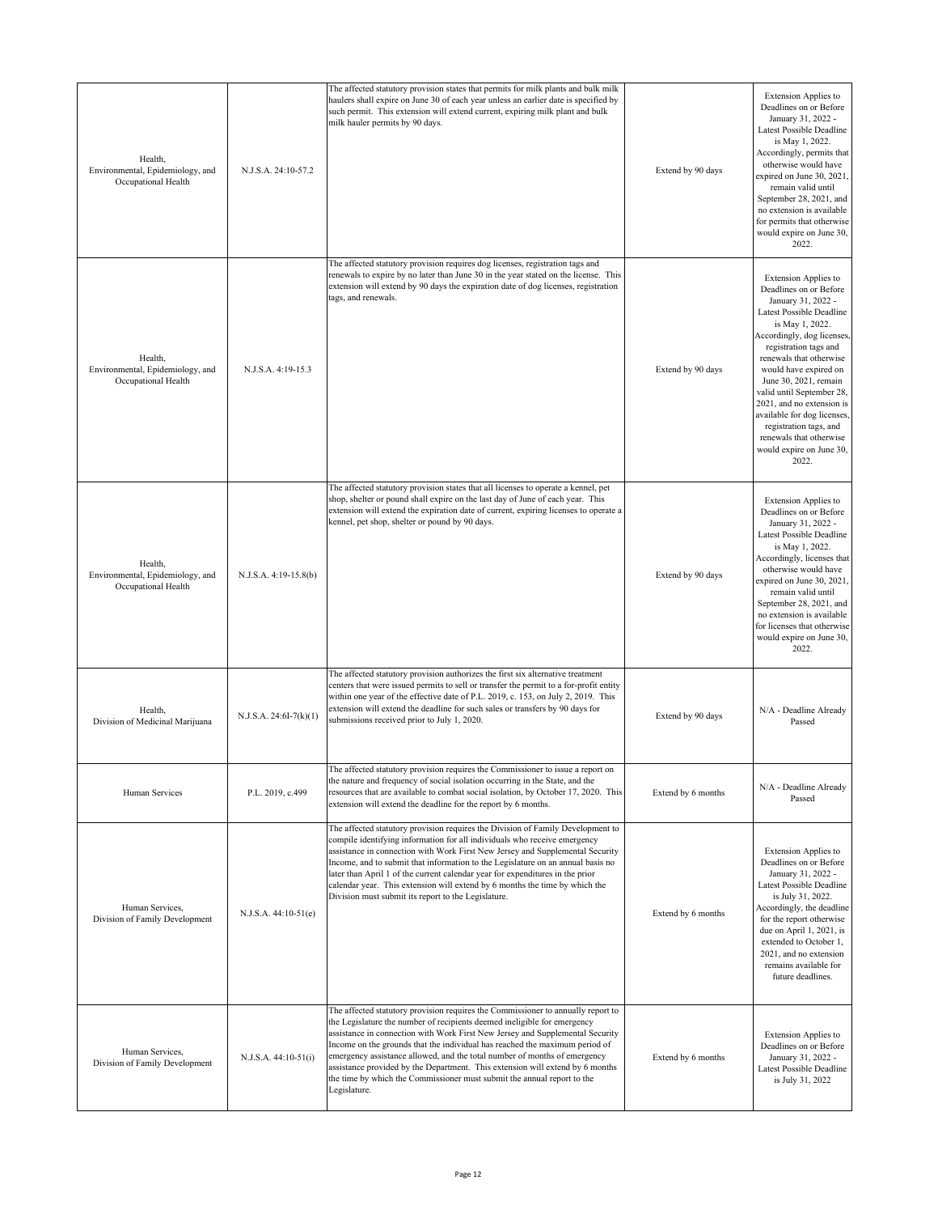| Health, Environmental, Epidemiology, and Occupational Health | N.J.S.A. 24:10-57.2 | The affected statutory provision states that permits for milk plants and bulk milk haulers shall expire on June 30 of each year unless an earlier date is specified by such permit. This extension will extend current, expiring milk plant and bulk milk hauler permits by 90 days. | Extend by 90 days | Extension Applies to Deadlines on or Before January 31, 2022 - Latest Possible Deadline is May 1, 2022. Accordingly, permits that otherwise would have expired on June 30, 2021, remain valid until September 28, 2021, and no extension is available for permits that otherwise would expire on June 30, 2022. |
|---|---|---|---|---|
| Health, Environmental, Epidemiology, and Occupational Health | N.J.S.A. 4:19-15.3 | The affected statutory provision requires dog licenses, registration tags and renewals to expire by no later than June 30 in the year stated on the license. This extension will extend by 90 days the expiration date of dog licenses, registration tags, and renewals. | Extend by 90 days | Extension Applies to Deadlines on or Before January 31, 2022 - Latest Possible Deadline is May 1, 2022. Accordingly, dog licenses, registration tags and renewals that otherwise would have expired on June 30, 2021, remain valid until September 28, 2021, and no extension is available for dog licenses, registration tags, and renewals that otherwise would expire on June 30, 2022. |
| Health, Environmental, Epidemiology, and Occupational Health | N.J.S.A. 4:19-15.8(b) | The affected statutory provision states that all licenses to operate a kennel, pet shop, shelter or pound shall expire on the last day of June of each year. This extension will extend the expiration date of current, expiring licenses to operate a kennel, pet shop, shelter or pound by 90 days. | Extend by 90 days | Extension Applies to Deadlines on or Before January 31, 2022 - Latest Possible Deadline is May 1, 2022. Accordingly, licenses that otherwise would have expired on June 30, 2021, remain valid until September 28, 2021, and no extension is available for licenses that otherwise would expire on June 30, 2022. |
| Health, Division of Medicinal Marijuana | N.J.S.A. 24:6I-7(k)(1) | The affected statutory provision authorizes the first six alternative treatment centers that were issued permits to sell or transfer the permit to a for-profit entity within one year of the effective date of P.L. 2019, c. 153, on July 2, 2019. This extension will extend the deadline for such sales or transfers by 90 days for submissions received prior to July 1, 2020. | Extend by 90 days | N/A - Deadline Already Passed |
| Human Services | P.L. 2019, c.499 | The affected statutory provision requires the Commissioner to issue a report on the nature and frequency of social isolation occurring in the State, and the resources that are available to combat social isolation, by October 17, 2020. This extension will extend the deadline for the report by 6 months. | Extend by 6 months | N/A - Deadline Already Passed |
| Human Services, Division of Family Development | N.J.S.A. 44:10-51(e) | The affected statutory provision requires the Division of Family Development to compile identifying information for all individuals who receive emergency assistance in connection with Work First New Jersey and Supplemental Security Income, and to submit that information to the Legislature on an annual basis no later than April 1 of the current calendar year for expenditures in the prior calendar year. This extension will extend by 6 months the time by which the Division must submit its report to the Legislature. | Extend by 6 months | Extension Applies to Deadlines on or Before January 31, 2022 - Latest Possible Deadline is July 31, 2022. Accordingly, the deadline for the report otherwise due on April 1, 2021, is extended to October 1, 2021, and no extension remains available for future deadlines. |
| Human Services, Division of Family Development | N.J.S.A. 44:10-51(i) | The affected statutory provision requires the Commissioner to annually report to the Legislature the number of recipients deemed ineligible for emergency assistance in connection with Work First New Jersey and Supplemental Security Income on the grounds that the individual has reached the maximum period of emergency assistance allowed, and the total number of months of emergency assistance provided by the Department. This extension will extend by 6 months the time by which the Commissioner must submit the annual report to the Legislature. | Extend by 6 months | Extension Applies to Deadlines on or Before January 31, 2022 - Latest Possible Deadline is July 31, 2022 |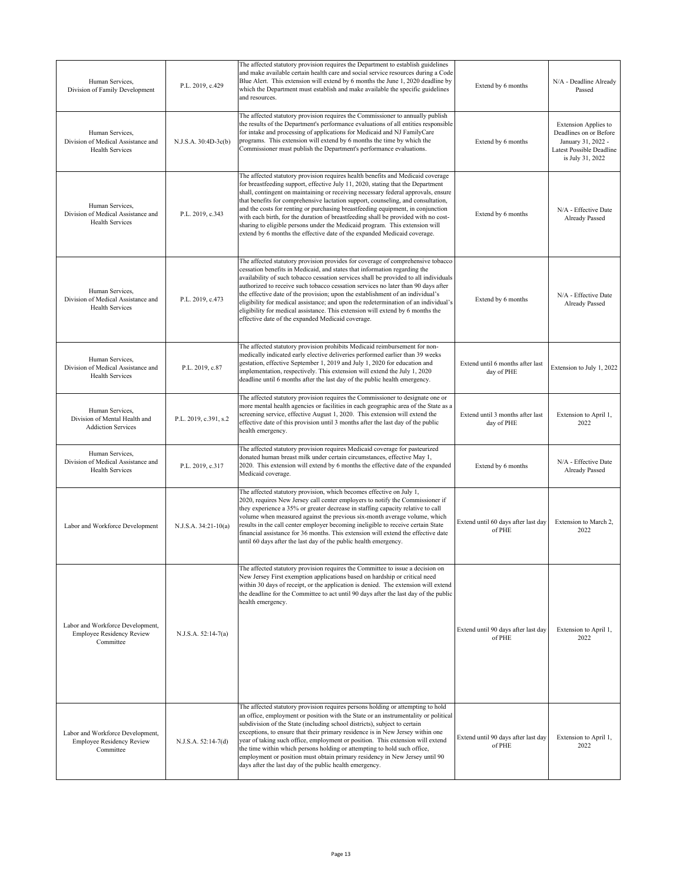| | | | | |
|---|---|---|---|---|
| Human Services, Division of Family Development | P.L. 2019, c.429 | The affected statutory provision requires the Department to establish guidelines and make available certain health care and social service resources during a Code Blue Alert. This extension will extend by 6 months the June 1, 2020 deadline by which the Department must establish and make available the specific guidelines and resources. | Extend by 6 months | N/A - Deadline Already Passed |
| Human Services, Division of Medical Assistance and Health Services | N.J.S.A. 30:4D-3c(b) | The affected statutory provision requires the Commissioner to annually publish the results of the Department's performance evaluations of all entities responsible for intake and processing of applications for Medicaid and NJ FamilyCare programs. This extension will extend by 6 months the time by which the Commissioner must publish the Department's performance evaluations. | Extend by 6 months | Extension Applies to Deadlines on or Before January 31, 2022 - Latest Possible Deadline is July 31, 2022 |
| Human Services, Division of Medical Assistance and Health Services | P.L. 2019, c.343 | The affected statutory provision requires health benefits and Medicaid coverage for breastfeeding support, effective July 11, 2020, stating that the Department shall, contingent on maintaining or receiving necessary federal approvals, ensure that benefits for comprehensive lactation support, counseling, and consultation, and the costs for renting or purchasing breastfeeding equipment, in conjunction with each birth, for the duration of breastfeeding shall be provided with no cost-sharing to eligible persons under the Medicaid program. This extension will extend by 6 months the effective date of the expanded Medicaid coverage. | Extend by 6 months | N/A - Effective Date Already Passed |
| Human Services, Division of Medical Assistance and Health Services | P.L. 2019, c.473 | The affected statutory provision provides for coverage of comprehensive tobacco cessation benefits in Medicaid, and states that information regarding the availability of such tobacco cessation services shall be provided to all individuals authorized to receive such tobacco cessation services no later than 90 days after the effective date of the provision; upon the establishment of an individual's eligibility for medical assistance; and upon the redetermination of an individual's eligibility for medical assistance. This extension will extend by 6 months the effective date of the expanded Medicaid coverage. | Extend by 6 months | N/A - Effective Date Already Passed |
| Human Services, Division of Medical Assistance and Health Services | P.L. 2019, c.87 | The affected statutory provision prohibits Medicaid reimbursement for non-medically indicated early elective deliveries performed earlier than 39 weeks gestation, effective September 1, 2019 and July 1, 2020 for education and implementation, respectively. This extension will extend the July 1, 2020 deadline until 6 months after the last day of the public health emergency. | Extend until 6 months after last day of PHE | Extension to July 1, 2022 |
| Human Services, Division of Mental Health and Addiction Services | P.L. 2019, c.391, s.2 | The affected statutory provision requires the Commissioner to designate one or more mental health agencies or facilities in each geographic area of the State as a screening service, effective August 1, 2020. This extension will extend the effective date of this provision until 3 months after the last day of the public health emergency. | Extend until 3 months after last day of PHE | Extension to April 1, 2022 |
| Human Services, Division of Medical Assistance and Health Services | P.L. 2019, c.317 | The affected statutory provision requires Medicaid coverage for pasteurized donated human breast milk under certain circumstances, effective May 1, 2020. This extension will extend by 6 months the effective date of the expanded Medicaid coverage. | Extend by 6 months | N/A - Effective Date Already Passed |
| Labor and Workforce Development | N.J.S.A. 34:21-10(a) | The affected statutory provision, which becomes effective on July 1, 2020, requires New Jersey call center employers to notify the Commissioner if they experience a 35% or greater decrease in staffing capacity relative to call volume when measured against the previous six-month average volume, which results in the call center employer becoming ineligible to receive certain State financial assistance for 36 months. This extension will extend the effective date until 60 days after the last day of the public health emergency. | Extend until 60 days after last day of PHE | Extension to March 2, 2022 |
| Labor and Workforce Development, Employee Residency Review Committee | N.J.S.A. 52:14-7(a) | The affected statutory provision requires the Committee to issue a decision on New Jersey First exemption applications based on hardship or critical need within 30 days of receipt, or the application is denied. The extension will extend the deadline for the Committee to act until 90 days after the last day of the public health emergency. | Extend until 90 days after last day of PHE | Extension to April 1, 2022 |
| Labor and Workforce Development, Employee Residency Review Committee | N.J.S.A. 52:14-7(d) | The affected statutory provision requires persons holding or attempting to hold an office, employment or position with the State or an instrumentality or political subdivision of the State (including school districts), subject to certain exceptions, to ensure that their primary residence is in New Jersey within one year of taking such office, employment or position. This extension will extend the time within which persons holding or attempting to hold such office, employment or position must obtain primary residency in New Jersey until 90 days after the last day of the public health emergency. | Extend until 90 days after last day of PHE | Extension to April 1, 2022 |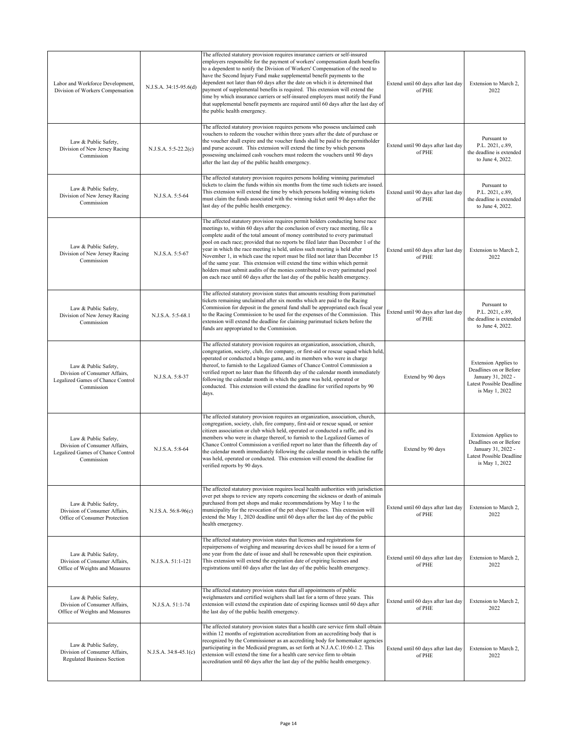| | | | | |
|---|---|---|---|---|
| Labor and Workforce Development, Division of Workers Compensation | N.J.S.A. 34:15-95.6(d) | The affected statutory provision requires insurance carriers or self-insured employers responsible for the payment of workers' compensation death benefits to a dependent to notify the Division of Workers' Compensation of the need to have the Second Injury Fund make supplemental benefit payments to the dependent not later than 60 days after the date on which it is determined that payment of supplemental benefits is required. This extension will extend the time by which insurance carriers or self-insured employers must notify the Fund that supplemental benefit payments are required until 60 days after the last day of the public health emergency. | Extend until 60 days after last day of PHE | Extension to March 2, 2022 |
| Law & Public Safety, Division of New Jersey Racing Commission | N.J.S.A. 5:5-22.2(c) | The affected statutory provision requires persons who possess unclaimed cash vouchers to redeem the voucher within three years after the date of purchase or the voucher shall expire and the voucher funds shall be paid to the permitholder and purse account. This extension will extend the time by which persons possessing unclaimed cash vouchers must redeem the vouchers until 90 days after the last day of the public health emergency. | Extend until 90 days after last day of PHE | Pursuant to P.L. 2021, c.89, the deadline is extended to June 4, 2022. |
| Law & Public Safety, Division of New Jersey Racing Commission | N.J.S.A. 5:5-64 | The affected statutory provision requires persons holding winning parimutuel tickets to claim the funds within six months from the time such tickets are issued. This extension will extend the time by which persons holding winning tickets must claim the funds associated with the winning ticket until 90 days after the last day of the public health emergency. | Extend until 90 days after last day of PHE | Pursuant to P.L. 2021, c.89, the deadline is extended to June 4, 2022. |
| Law & Public Safety, Division of New Jersey Racing Commission | N.J.S.A. 5:5-67 | The affected statutory provision requires permit holders conducting horse race meetings to, within 60 days after the conclusion of every race meeting, file a complete audit of the total amount of money contributed to every parimutuel pool on each race; provided that no reports be filed later than December 1 of the year in which the race meeting is held, unless such meeting is held after November 1, in which case the report must be filed not later than December 15 of the same year. This extension will extend the time within which permit holders must submit audits of the monies contributed to every parimutuel pool on each race until 60 days after the last day of the public health emergency. | Extend until 60 days after last day of PHE | Extension to March 2, 2022 |
| Law & Public Safety, Division of New Jersey Racing Commission | N.J.S.A. 5:5-68.1 | The affected statutory provision states that amounts resulting from parimutuel tickets remaining unclaimed after six months which are paid to the Racing Commission for deposit in the general fund shall be appropriated each fiscal year to the Racing Commission to be used for the expenses of the Commission. This extension will extend the deadline for claiming parimutuel tickets before the funds are appropriated to the Commission. | Extend until 90 days after last day of PHE | Pursuant to P.L. 2021, c.89, the deadline is extended to June 4, 2022. |
| Law & Public Safety, Division of Consumer Affairs, Legalized Games of Chance Control Commission | N.J.S.A. 5:8-37 | The affected statutory provision requires an organization, association, church, congregation, society, club, fire company, or first-aid or rescue squad which held, operated or conducted a bingo game, and its members who were in charge thereof, to furnish to the Legalized Games of Chance Control Commission a verified report no later than the fifteenth day of the calendar month immediately following the calendar month in which the game was held, operated or conducted. This extension will extend the deadline for verified reports by 90 days. | Extend by 90 days | Extension Applies to Deadlines on or Before January 31, 2022 - Latest Possible Deadline is May 1, 2022 |
| Law & Public Safety, Division of Consumer Affairs, Legalized Games of Chance Control Commission | N.J.S.A. 5:8-64 | The affected statutory provision requires an organization, association, church, congregation, society, club, fire company, first-aid or rescue squad, or senior citizen association or club which held, operated or conducted a raffle, and its members who were in charge thereof, to furnish to the Legalized Games of Chance Control Commission a verified report no later than the fifteenth day of the calendar month immediately following the calendar month in which the raffle was held, operated or conducted. This extension will extend the deadline for verified reports by 90 days. | Extend by 90 days | Extension Applies to Deadlines on or Before January 31, 2022 - Latest Possible Deadline is May 1, 2022 |
| Law & Public Safety, Division of Consumer Affairs, Office of Consumer Protection | N.J.S.A. 56:8-96(c) | The affected statutory provision requires local health authorities with jurisdiction over pet shops to review any reports concerning the sickness or death of animals purchased from pet shops and make recommendations by May 1 to the municipality for the revocation of the pet shops' licenses. This extension will extend the May 1, 2020 deadline until 60 days after the last day of the public health emergency. | Extend until 60 days after last day of PHE | Extension to March 2, 2022 |
| Law & Public Safety, Division of Consumer Affairs, Office of Weights and Measures | N.J.S.A. 51:1-121 | The affected statutory provision states that licenses and registrations for repairpersons of weighing and measuring devices shall be issued for a term of one year from the date of issue and shall be renewable upon their expiration. This extension will extend the expiration date of expiring licenses and registrations until 60 days after the last day of the public health emergency. | Extend until 60 days after last day of PHE | Extension to March 2, 2022 |
| Law & Public Safety, Division of Consumer Affairs, Office of Weights and Measures | N.J.S.A. 51:1-74 | The affected statutory provision states that all appointments of public weighmasters and certified weighers shall last for a term of three years. This extension will extend the expiration date of expiring licenses until 60 days after the last day of the public health emergency. | Extend until 60 days after last day of PHE | Extension to March 2, 2022 |
| Law & Public Safety, Division of Consumer Affairs, Regulated Business Section | N.J.S.A. 34:8-45.1(c) | The affected statutory provision states that a health care service firm shall obtain within 12 months of registration accreditation from an accrediting body that is recognized by the Commissioner as an accrediting body for homemaker agencies participating in the Medicaid program, as set forth at N.J.A.C.10:60-1.2. This extension will extend the time for a health care service firm to obtain accreditation until 60 days after the last day of the public health emergency. | Extend until 60 days after last day of PHE | Extension to March 2, 2022 |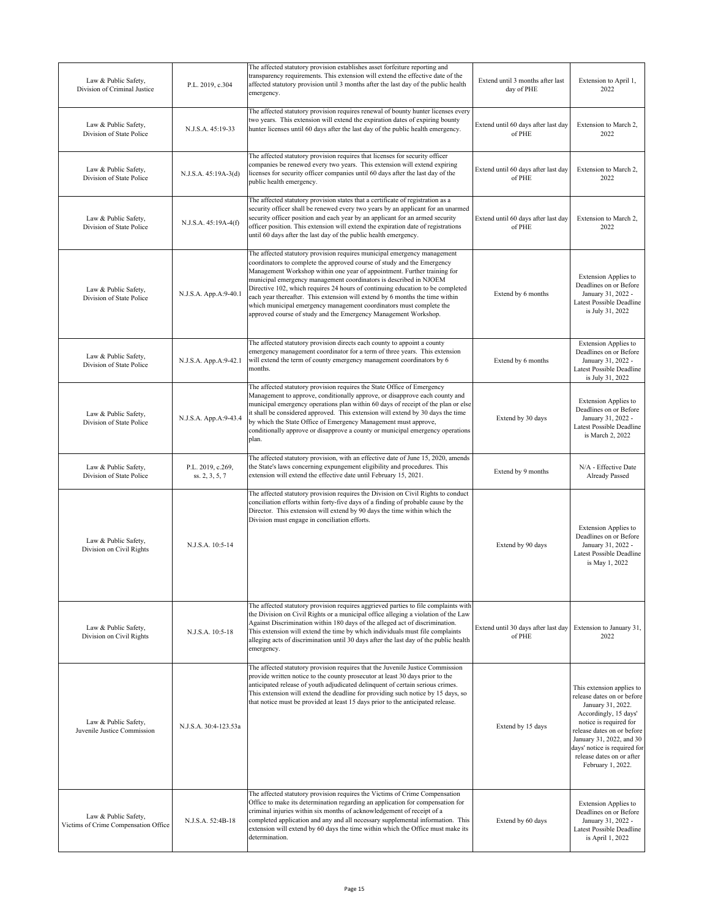| Law & Public Safety, Division of Criminal Justice | P.L. 2019, c.304 | The affected statutory provision establishes asset forfeiture reporting and transparency requirements. This extension will extend the effective date of the affected statutory provision until 3 months after the last day of the public health emergency. | Extend until 3 months after last day of PHE | Extension to April 1, 2022 |
|---|---|---|---|---|
| Law & Public Safety, Division of State Police | N.J.S.A. 45:19-33 | The affected statutory provision requires renewal of bounty hunter licenses every two years. This extension will extend the expiration dates of expiring bounty hunter licenses until 60 days after the last day of the public health emergency. | Extend until 60 days after last day of PHE | Extension to March 2, 2022 |
| Law & Public Safety, Division of State Police | N.J.S.A. 45:19A-3(d) | The affected statutory provision requires that licenses for security officer companies be renewed every two years. This extension will extend expiring licenses for security officer companies until 60 days after the last day of the public health emergency. | Extend until 60 days after last day of PHE | Extension to March 2, 2022 |
| Law & Public Safety, Division of State Police | N.J.S.A. 45:19A-4(f) | The affected statutory provision states that a certificate of registration as a security officer shall be renewed every two years by an applicant for an unarmed security officer position and each year by an applicant for an armed security officer position. This extension will extend the expiration date of registrations until 60 days after the last day of the public health emergency. | Extend until 60 days after last day of PHE | Extension to March 2, 2022 |
| Law & Public Safety, Division of State Police | N.J.S.A. App.A:9-40.1 | The affected statutory provision requires municipal emergency management coordinators to complete the approved course of study and the Emergency Management Workshop within one year of appointment. Further training for municipal emergency management coordinators is described in NJOEM Directive 102, which requires 24 hours of continuing education to be completed each year thereafter. This extension will extend by 6 months the time within which municipal emergency management coordinators must complete the approved course of study and the Emergency Management Workshop. | Extend by 6 months | Extension Applies to Deadlines on or Before January 31, 2022 - Latest Possible Deadline is July 31, 2022 |
| Law & Public Safety, Division of State Police | N.J.S.A. App.A:9-42.1 | The affected statutory provision directs each county to appoint a county emergency management coordinator for a term of three years. This extension will extend the term of county emergency management coordinators by 6 months. | Extend by 6 months | Extension Applies to Deadlines on or Before January 31, 2022 - Latest Possible Deadline is July 31, 2022 |
| Law & Public Safety, Division of State Police | N.J.S.A. App.A:9-43.4 | The affected statutory provision requires the State Office of Emergency Management to approve, conditionally approve, or disapprove each county and municipal emergency operations plan within 60 days of receipt of the plan or else it shall be considered approved. This extension will extend by 30 days the time by which the State Office of Emergency Management must approve, conditionally approve or disapprove a county or municipal emergency operations plan. | Extend by 30 days | Extension Applies to Deadlines on or Before January 31, 2022 - Latest Possible Deadline is March 2, 2022 |
| Law & Public Safety, Division of State Police | P.L. 2019, c.269, ss. 2, 3, 5, 7 | The affected statutory provision, with an effective date of June 15, 2020, amends the State's laws concerning expungement eligibility and procedures. This extension will extend the effective date until February 15, 2021. | Extend by 9 months | N/A - Effective Date Already Passed |
| Law & Public Safety, Division on Civil Rights | N.J.S.A. 10:5-14 | The affected statutory provision requires the Division on Civil Rights to conduct conciliation efforts within forty-five days of a finding of probable cause by the Director. This extension will extend by 90 days the time within which the Division must engage in conciliation efforts. | Extend by 90 days | Extension Applies to Deadlines on or Before January 31, 2022 - Latest Possible Deadline is May 1, 2022 |
| Law & Public Safety, Division on Civil Rights | N.J.S.A. 10:5-18 | The affected statutory provision requires aggrieved parties to file complaints with the Division on Civil Rights or a municipal office alleging a violation of the Law Against Discrimination within 180 days of the alleged act of discrimination. This extension will extend the time by which individuals must file complaints alleging acts of discrimination until 30 days after the last day of the public health emergency. | Extend until 30 days after last day of PHE | Extension to January 31, 2022 |
| Law & Public Safety, Juvenile Justice Commission | N.J.S.A. 30:4-123.53a | The affected statutory provision requires that the Juvenile Justice Commission provide written notice to the county prosecutor at least 30 days prior to the anticipated release of youth adjudicated delinquent of certain serious crimes. This extension will extend the deadline for providing such notice by 15 days, so that notice must be provided at least 15 days prior to the anticipated release. | Extend by 15 days | This extension applies to release dates on or before January 31, 2022. Accordingly, 15 days' notice is required for release dates on or before January 31, 2022, and 30 days' notice is required for release dates on or after February 1, 2022. |
| Law & Public Safety, Victims of Crime Compensation Office | N.J.S.A. 52:4B-18 | The affected statutory provision requires the Victims of Crime Compensation Office to make its determination regarding an application for compensation for criminal injuries within six months of acknowledgement of receipt of a completed application and any and all necessary supplemental information. This extension will extend by 60 days the time within which the Office must make its determination. | Extend by 60 days | Extension Applies to Deadlines on or Before January 31, 2022 - Latest Possible Deadline is April 1, 2022 |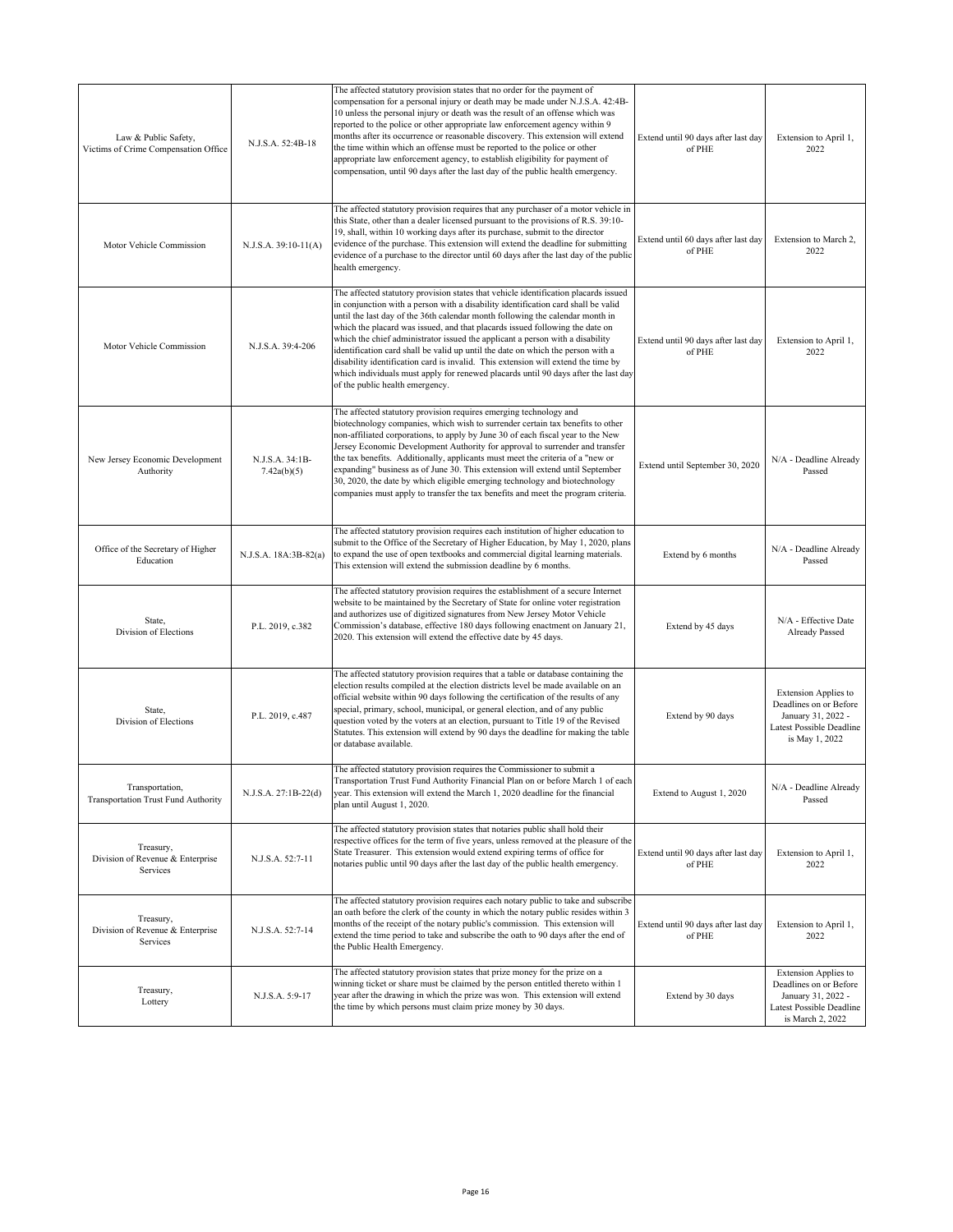| | | | | |
|---|---|---|---|---|
| Law & Public Safety, Victims of Crime Compensation Office | N.J.S.A. 52:4B-18 | The affected statutory provision states that no order for the payment of compensation for a personal injury or death may be made under N.J.S.A. 42:4B-10 unless the personal injury or death was the result of an offense which was reported to the police or other appropriate law enforcement agency within 9 months after its occurrence or reasonable discovery. This extension will extend the time within which an offense must be reported to the police or other appropriate law enforcement agency, to establish eligibility for payment of compensation, until 90 days after the last day of the public health emergency. | Extend until 90 days after last day of PHE | Extension to April 1, 2022 |
| Motor Vehicle Commission | N.J.S.A. 39:10-11(A) | The affected statutory provision requires that any purchaser of a motor vehicle in this State, other than a dealer licensed pursuant to the provisions of R.S. 39:10-19, shall, within 10 working days after its purchase, submit to the director evidence of the purchase. This extension will extend the deadline for submitting evidence of a purchase to the director until 60 days after the last day of the public health emergency. | Extend until 60 days after last day of PHE | Extension to March 2, 2022 |
| Motor Vehicle Commission | N.J.S.A. 39:4-206 | The affected statutory provision states that vehicle identification placards issued in conjunction with a person with a disability identification card shall be valid until the last day of the 36th calendar month following the calendar month in which the placard was issued, and that placards issued following the date on which the chief administrator issued the applicant a person with a disability identification card shall be valid up until the date on which the person with a disability identification card is invalid. This extension will extend the time by which individuals must apply for renewed placards until 90 days after the last day of the public health emergency. | Extend until 90 days after last day of PHE | Extension to April 1, 2022 |
| New Jersey Economic Development Authority | N.J.S.A. 34:1B-7.42a(b)(5) | The affected statutory provision requires emerging technology and biotechnology companies, which wish to surrender certain tax benefits to other non-affiliated corporations, to apply by June 30 of each fiscal year to the New Jersey Economic Development Authority for approval to surrender and transfer the tax benefits. Additionally, applicants must meet the criteria of a "new or expanding" business as of June 30. This extension will extend until September 30, 2020, the date by which eligible emerging technology and biotechnology companies must apply to transfer the tax benefits and meet the program criteria. | Extend until September 30, 2020 | N/A - Deadline Already Passed |
| Office of the Secretary of Higher Education | N.J.S.A. 18A:3B-82(a) | The affected statutory provision requires each institution of higher education to submit to the Office of the Secretary of Higher Education, by May 1, 2020, plans to expand the use of open textbooks and commercial digital learning materials. This extension will extend the submission deadline by 6 months. | Extend by 6 months | N/A - Deadline Already Passed |
| State, Division of Elections | P.L. 2019, c.382 | The affected statutory provision requires the establishment of a secure Internet website to be maintained by the Secretary of State for online voter registration and authorizes use of digitized signatures from New Jersey Motor Vehicle Commission's database, effective 180 days following enactment on January 21, 2020. This extension will extend the effective date by 45 days. | Extend by 45 days | N/A - Effective Date Already Passed |
| State, Division of Elections | P.L. 2019, c.487 | The affected statutory provision requires that a table or database containing the election results compiled at the election districts level be made available on an official website within 90 days following the certification of the results of any special, primary, school, municipal, or general election, and of any public question voted by the voters at an election, pursuant to Title 19 of the Revised Statutes. This extension will extend by 90 days the deadline for making the table or database available. | Extend by 90 days | Extension Applies to Deadlines on or Before January 31, 2022 - Latest Possible Deadline is May 1, 2022 |
| Transportation, Transportation Trust Fund Authority | N.J.S.A. 27:1B-22(d) | The affected statutory provision requires the Commissioner to submit a Transportation Trust Fund Authority Financial Plan on or before March 1 of each year. This extension will extend the March 1, 2020 deadline for the financial plan until August 1, 2020. | Extend to August 1, 2020 | N/A - Deadline Already Passed |
| Treasury, Division of Revenue & Enterprise Services | N.J.S.A. 52:7-11 | The affected statutory provision states that notaries public shall hold their respective offices for the term of five years, unless removed at the pleasure of the State Treasurer. This extension would extend expiring terms of office for notaries public until 90 days after the last day of the public health emergency. | Extend until 90 days after last day of PHE | Extension to April 1, 2022 |
| Treasury, Division of Revenue & Enterprise Services | N.J.S.A. 52:7-14 | The affected statutory provision requires each notary public to take and subscribe an oath before the clerk of the county in which the notary public resides within 3 months of the receipt of the notary public's commission. This extension will extend the time period to take and subscribe the oath to 90 days after the end of the Public Health Emergency. | Extend until 90 days after last day of PHE | Extension to April 1, 2022 |
| Treasury, Lottery | N.J.S.A. 5:9-17 | The affected statutory provision states that prize money for the prize on a winning ticket or share must be claimed by the person entitled thereto within 1 year after the drawing in which the prize was won. This extension will extend the time by which persons must claim prize money by 30 days. | Extend by 30 days | Extension Applies to Deadlines on or Before January 31, 2022 - Latest Possible Deadline is March 2, 2022 |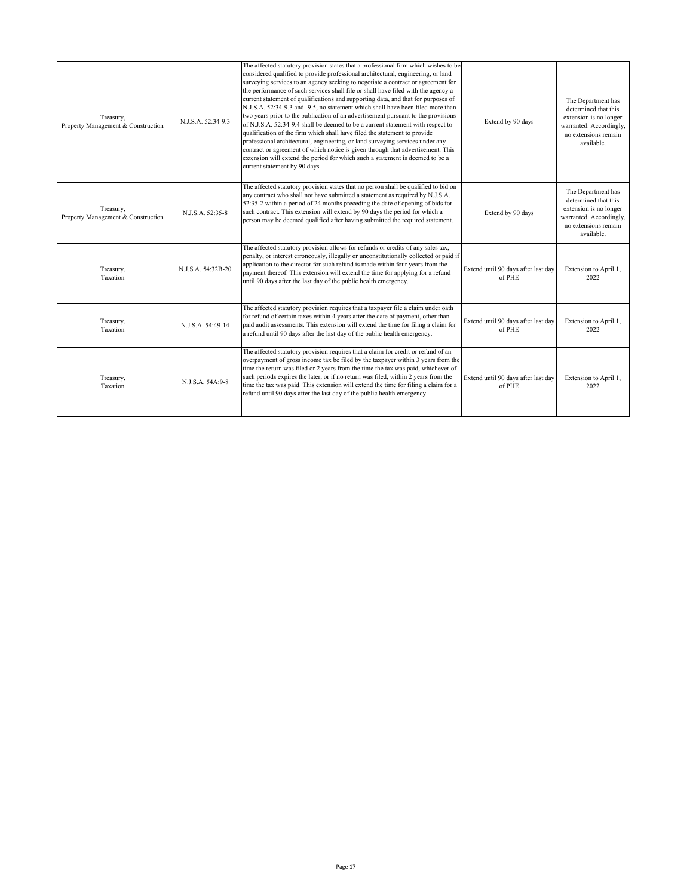| | | | | |
|---|---|---|---|---|
| Treasury, Property Management & Construction | N.J.S.A. 52:34-9.3 | The affected statutory provision states that a professional firm which wishes to be considered qualified to provide professional architectural, engineering, or land surveying services to an agency seeking to negotiate a contract or agreement for the performance of such services shall file or shall have filed with the agency a current statement of qualifications and supporting data, and that for purposes of N.J.S.A. 52:34-9.3 and -9.5, no statement which shall have been filed more than two years prior to the publication of an advertisement pursuant to the provisions of N.J.S.A. 52:34-9.4 shall be deemed to be a current statement with respect to qualification of the firm which shall have filed the statement to provide professional architectural, engineering, or land surveying services under any contract or agreement of which notice is given through that advertisement. This extension will extend the period for which such a statement is deemed to be a current statement by 90 days. | Extend by 90 days | The Department has determined that this extension is no longer warranted. Accordingly, no extensions remain available. |
| Treasury, Property Management & Construction | N.J.S.A. 52:35-8 | The affected statutory provision states that no person shall be qualified to bid on any contract who shall not have submitted a statement as required by N.J.S.A. 52:35-2 within a period of 24 months preceding the date of opening of bids for such contract. This extension will extend by 90 days the period for which a person may be deemed qualified after having submitted the required statement. | Extend by 90 days | The Department has determined that this extension is no longer warranted. Accordingly, no extensions remain available. |
| Treasury, Taxation | N.J.S.A. 54:32B-20 | The affected statutory provision allows for refunds or credits of any sales tax, penalty, or interest erroneously, illegally or unconstitutionally collected or paid if application to the director for such refund is made within four years from the payment thereof. This extension will extend the time for applying for a refund until 90 days after the last day of the public health emergency. | Extend until 90 days after last day of PHE | Extension to April 1, 2022 |
| Treasury, Taxation | N.J.S.A. 54:49-14 | The affected statutory provision requires that a taxpayer file a claim under oath for refund of certain taxes within 4 years after the date of payment, other than paid audit assessments. This extension will extend the time for filing a claim for a refund until 90 days after the last day of the public health emergency. | Extend until 90 days after last day of PHE | Extension to April 1, 2022 |
| Treasury, Taxation | N.J.S.A. 54A:9-8 | The affected statutory provision requires that a claim for credit or refund of an overpayment of gross income tax be filed by the taxpayer within 3 years from the time the return was filed or 2 years from the time the tax was paid, whichever of such periods expires the later, or if no return was filed, within 2 years from the time the tax was paid. This extension will extend the time for filing a claim for a refund until 90 days after the last day of the public health emergency. | Extend until 90 days after last day of PHE | Extension to April 1, 2022 |